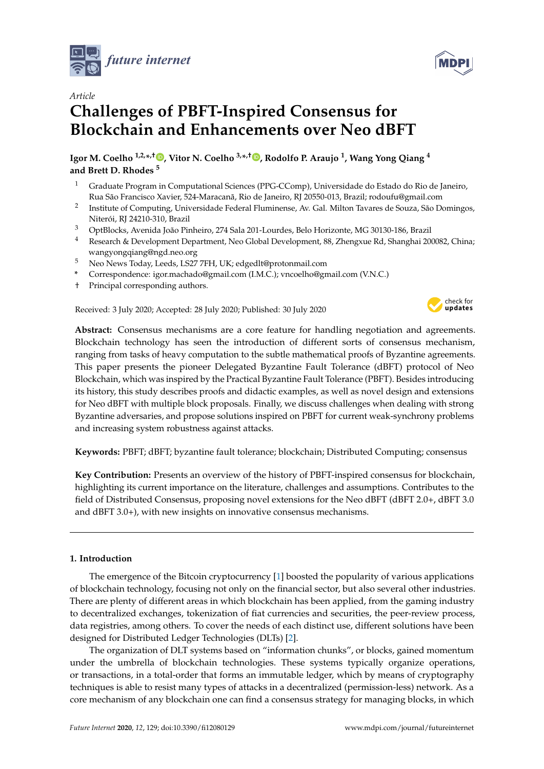*future internet*

*Article*

# Challenges of PBFT-Inspired Consensus for Blockchain and Enhancements over Neo dBFT

**Igor M. Coelho [1,2,*,†], Vitor N. Coelho [3,*,†], Rodolfo P. Araujo [1], Wang Yong Qiang [4] and Brett D. Rhodes [5]**

1. Graduate Program in Computational Sciences (PPG-CComp), Universidade do Estado do Rio de Janeiro, Rua São Francisco Xavier, 524-Maracanã, Rio de Janeiro, RJ 20550-013, Brazil; rodoufu@gmail.com
2. Institute of Computing, Universidade Federal Fluminense, Av. Gal. Milton Tavares de Souza, São Domingos, Niterói, RJ 24210-310, Brazil
3. OptBlocks, Avenida João Pinheiro, 274 Sala 201-Lourdes, Belo Horizonte, MG 30130-186, Brazil
4. Research & Development Department, Neo Global Development, 88, Zhengxue Rd, Shanghai 200082, China; wangyongqiang@ngd.neo.org
5. Neo News Today, Leeds, LS27 7FH, UK; edgedlt@protonmail.com

\* Correspondence: igor.machado@gmail.com (I.M.C.); vncoelho@gmail.com (V.N.C.)

† Principal corresponding authors.

Received: 3 July 2020; Accepted: 28 July 2020; Published: 30 July 2020

**Abstract:** Consensus mechanisms are a core feature for handling negotiation and agreements. Blockchain technology has seen the introduction of different sorts of consensus mechanism, ranging from tasks of heavy computation to the subtle mathematical proofs of Byzantine agreements. This paper presents the pioneer Delegated Byzantine Fault Tolerance (dBFT) protocol of Neo Blockchain, which was inspired by the Practical Byzantine Fault Tolerance (PBFT). Besides introducing its history, this study describes proofs and didactic examples, as well as novel design and extensions for Neo dBFT with multiple block proposals. Finally, we discuss challenges when dealing with strong Byzantine adversaries, and propose solutions inspired on PBFT for current weak-synchrony problems and increasing system robustness against attacks.

**Keywords:** PBFT; dBFT; byzantine fault tolerance; blockchain; Distributed Computing; consensus

**Key Contribution:** Presents an overview of the history of PBFT-inspired consensus for blockchain, highlighting its current importance on the literature, challenges and assumptions. Contributes to the field of Distributed Consensus, proposing novel extensions for the Neo dBFT (dBFT 2.0+, dBFT 3.0 and dBFT 3.0+), with new insights on innovative consensus mechanisms.

## 1. Introduction

The emergence of the Bitcoin cryptocurrency [1] boosted the popularity of various applications of blockchain technology, focusing not only on the financial sector, but also several other industries. There are plenty of different areas in which blockchain has been applied, from the gaming industry to decentralized exchanges, tokenization of fiat currencies and securities, the peer-review process, data registries, among others. To cover the needs of each distinct use, different solutions have been designed for Distributed Ledger Technologies (DLTs) [2].

The organization of DLT systems based on "information chunks", or blocks, gained momentum under the umbrella of blockchain technologies. These systems typically organize operations, or transactions, in a total-order that forms an immutable ledger, which by means of cryptography techniques is able to resist many types of attacks in a decentralized (permission-less) network. As a core mechanism of any blockchain one can find a consensus strategy for managing blocks, in which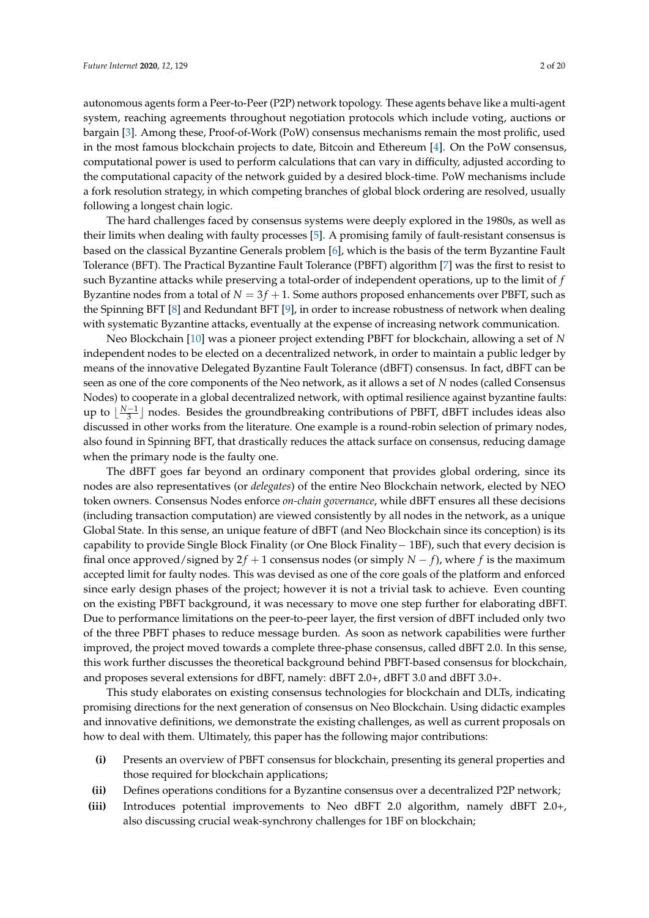autonomous agents form a Peer-to-Peer (P2P) network topology. These agents behave like a multi-agent system, reaching agreements throughout negotiation protocols which include voting, auctions or bargain [3]. Among these, Proof-of-Work (PoW) consensus mechanisms remain the most prolific, used in the most famous blockchain projects to date, Bitcoin and Ethereum [4]. On the PoW consensus, computational power is used to perform calculations that can vary in difficulty, adjusted according to the computational capacity of the network guided by a desired block-time. PoW mechanisms include a fork resolution strategy, in which competing branches of global block ordering are resolved, usually following a longest chain logic.

The hard challenges faced by consensus systems were deeply explored in the 1980s, as well as their limits when dealing with faulty processes [5]. A promising family of fault-resistant consensus is based on the classical Byzantine Generals problem [6], which is the basis of the term Byzantine Fault Tolerance (BFT). The Practical Byzantine Fault Tolerance (PBFT) algorithm [7] was the first to resist to such Byzantine attacks while preserving a total-order of independent operations, up to the limit of $f$ Byzantine nodes from a total of $N = 3f + 1$. Some authors proposed enhancements over PBFT, such as the Spinning BFT [8] and Redundant BFT [9], in order to increase robustness of network when dealing with systematic Byzantine attacks, eventually at the expense of increasing network communication.

Neo Blockchain [10] was a pioneer project extending PBFT for blockchain, allowing a set of $N$ independent nodes to be elected on a decentralized network, in order to maintain a public ledger by means of the innovative Delegated Byzantine Fault Tolerance (dBFT) consensus. In fact, dBFT can be seen as one of the core components of the Neo network, as it allows a set of $N$ nodes (called Consensus Nodes) to cooperate in a global decentralized network, with optimal resilience against byzantine faults: up to $\lfloor \frac{N-1}{3} \rfloor$ nodes. Besides the groundbreaking contributions of PBFT, dBFT includes ideas also discussed in other works from the literature. One example is a round-robin selection of primary nodes, also found in Spinning BFT, that drastically reduces the attack surface on consensus, reducing damage when the primary node is the faulty one.

The dBFT goes far beyond an ordinary component that provides global ordering, since its nodes are also representatives (or *delegates*) of the entire Neo Blockchain network, elected by NEO token owners. Consensus Nodes enforce *on-chain governance*, while dBFT ensures all these decisions (including transaction computation) are viewed consistently by all nodes in the network, as a unique Global State. In this sense, an unique feature of dBFT (and Neo Blockchain since its conception) is its capability to provide Single Block Finality (or One Block Finality− 1BF), such that every decision is final once approved/signed by $2f + 1$ consensus nodes (or simply $N - f$), where $f$ is the maximum accepted limit for faulty nodes. This was devised as one of the core goals of the platform and enforced since early design phases of the project; however it is not a trivial task to achieve. Even counting on the existing PBFT background, it was necessary to move one step further for elaborating dBFT. Due to performance limitations on the peer-to-peer layer, the first version of dBFT included only two of the three PBFT phases to reduce message burden. As soon as network capabilities were further improved, the project moved towards a complete three-phase consensus, called dBFT 2.0. In this sense, this work further discusses the theoretical background behind PBFT-based consensus for blockchain, and proposes several extensions for dBFT, namely: dBFT 2.0+, dBFT 3.0 and dBFT 3.0+.

This study elaborates on existing consensus technologies for blockchain and DLTs, indicating promising directions for the next generation of consensus on Neo Blockchain. Using didactic examples and innovative definitions, we demonstrate the existing challenges, as well as current proposals on how to deal with them. Ultimately, this paper has the following major contributions:

- **(i)** Presents an overview of PBFT consensus for blockchain, presenting its general properties and those required for blockchain applications;
- **(ii)** Defines operations conditions for a Byzantine consensus over a decentralized P2P network;
- **(iii)** Introduces potential improvements to Neo dBFT 2.0 algorithm, namely dBFT 2.0+, also discussing crucial weak-synchrony challenges for 1BF on blockchain;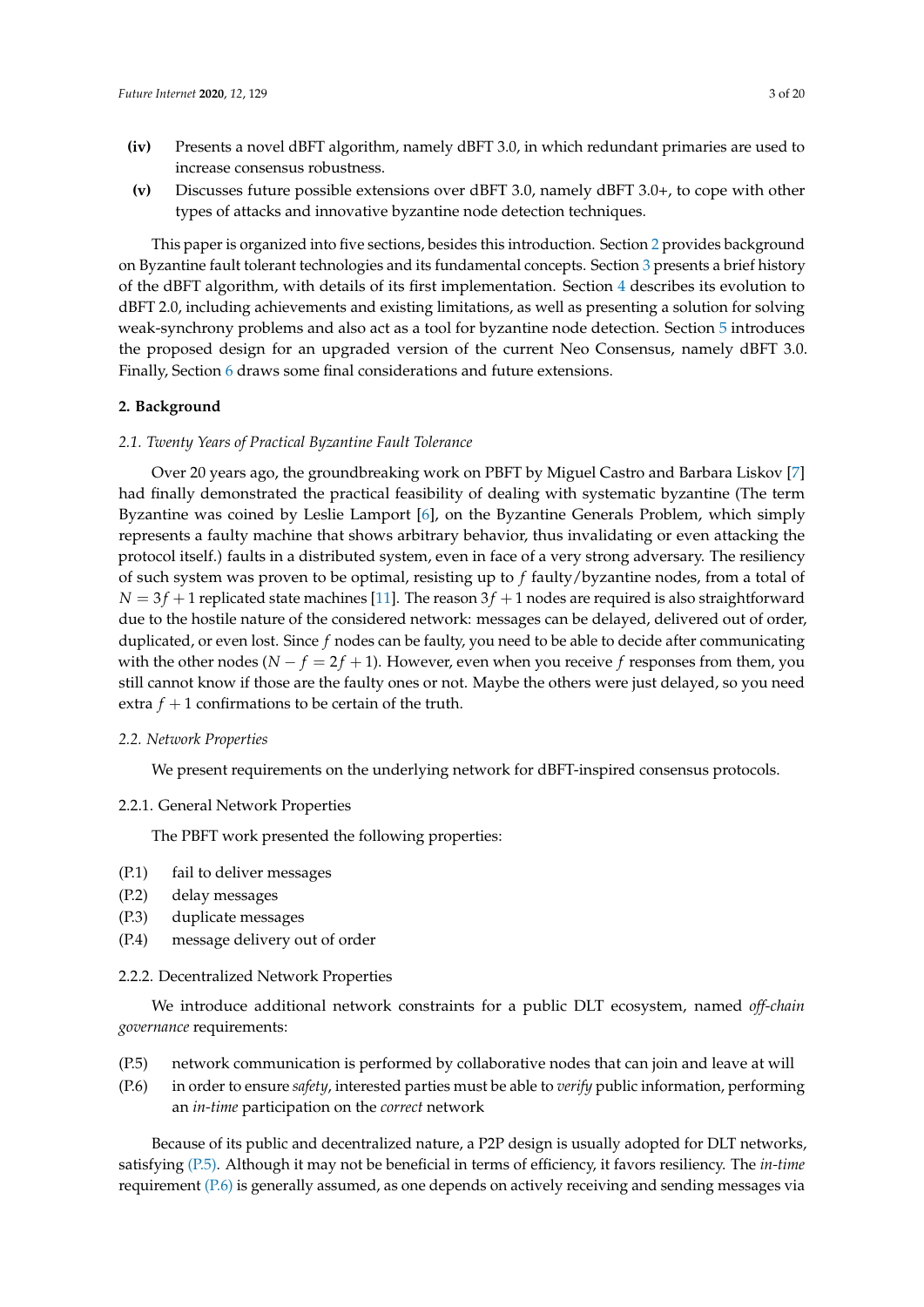- **(iv)** Presents a novel dBFT algorithm, namely dBFT 3.0, in which redundant primaries are used to increase consensus robustness.
- **(v)** Discusses future possible extensions over dBFT 3.0, namely dBFT 3.0+, to cope with other types of attacks and innovative byzantine node detection techniques.

This paper is organized into five sections, besides this introduction. Section 2 provides background on Byzantine fault tolerant technologies and its fundamental concepts. Section 3 presents a brief history of the dBFT algorithm, with details of its first implementation. Section 4 describes its evolution to dBFT 2.0, including achievements and existing limitations, as well as presenting a solution for solving weak-synchrony problems and also act as a tool for byzantine node detection. Section 5 introduces the proposed design for an upgraded version of the current Neo Consensus, namely dBFT 3.0. Finally, Section 6 draws some final considerations and future extensions.

## 2. Background

### *2.1. Twenty Years of Practical Byzantine Fault Tolerance*

Over 20 years ago, the groundbreaking work on PBFT by Miguel Castro and Barbara Liskov [7] had finally demonstrated the practical feasibility of dealing with systematic byzantine (The term Byzantine was coined by Leslie Lamport [6], on the Byzantine Generals Problem, which simply represents a faulty machine that shows arbitrary behavior, thus invalidating or even attacking the protocol itself.) faults in a distributed system, even in face of a very strong adversary. The resiliency of such system was proven to be optimal, resisting up to $f$ faulty/byzantine nodes, from a total of $N = 3f + 1$ replicated state machines [11]. The reason $3f + 1$ nodes are required is also straightforward due to the hostile nature of the considered network: messages can be delayed, delivered out of order, duplicated, or even lost. Since $f$ nodes can be faulty, you need to be able to decide after communicating with the other nodes ($N - f = 2f + 1$). However, even when you receive $f$ responses from them, you still cannot know if those are the faulty ones or not. Maybe the others were just delayed, so you need extra $f + 1$ confirmations to be certain of the truth.

### *2.2. Network Properties*

We present requirements on the underlying network for dBFT-inspired consensus protocols.

#### 2.2.1. General Network Properties

The PBFT work presented the following properties:

- (P.1) fail to deliver messages
- (P.2) delay messages
- (P.3) duplicate messages
- (P.4) message delivery out of order

#### 2.2.2. Decentralized Network Properties

We introduce additional network constraints for a public DLT ecosystem, named *off-chain governance* requirements:

- (P.5) network communication is performed by collaborative nodes that can join and leave at will
- (P.6) in order to ensure *safety*, interested parties must be able to *verify* public information, performing an *in-time* participation on the *correct* network

Because of its public and decentralized nature, a P2P design is usually adopted for DLT networks, satisfying (P.5). Although it may not be beneficial in terms of efficiency, it favors resiliency. The *in-time* requirement (P.6) is generally assumed, as one depends on actively receiving and sending messages via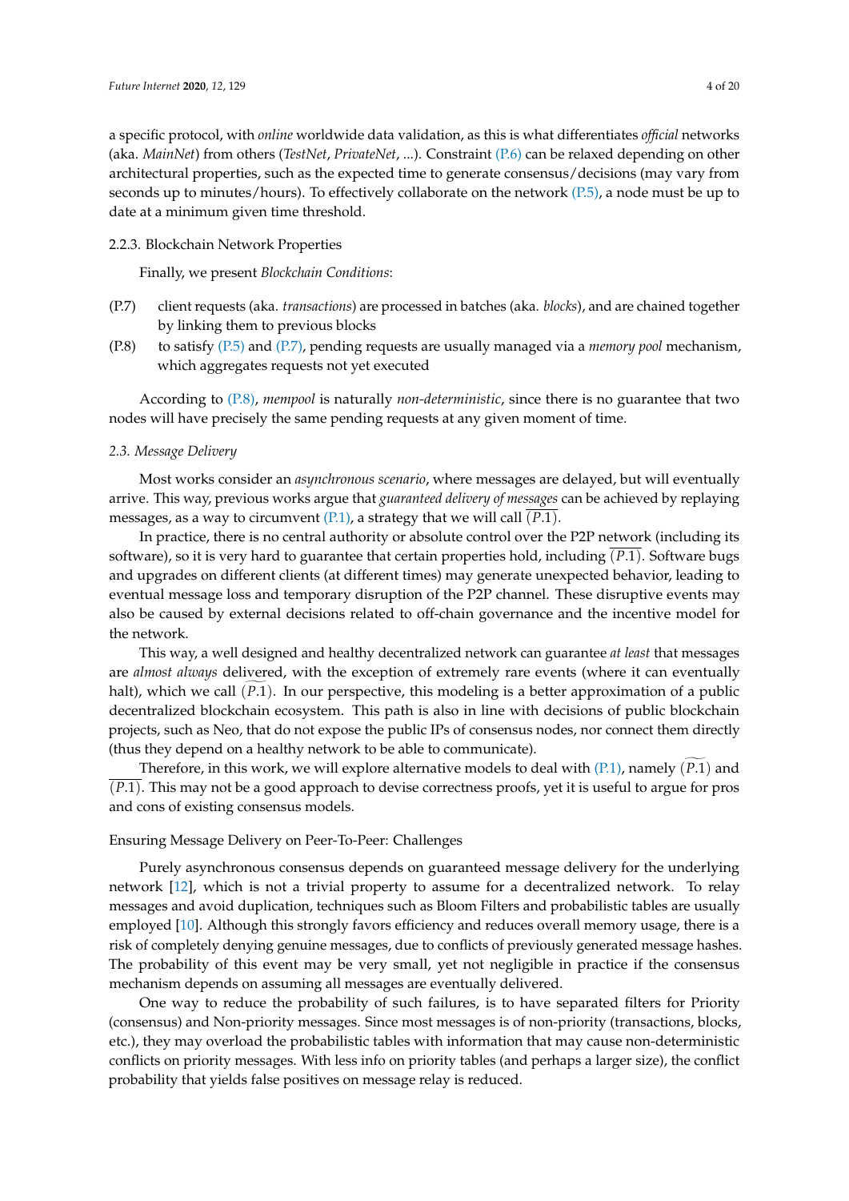a specific protocol, with *online* worldwide data validation, as this is what differentiates *official* networks (aka. *MainNet*) from others (*TestNet*, *PrivateNet*, ...). Constraint (P.6) can be relaxed depending on other architectural properties, such as the expected time to generate consensus/decisions (may vary from seconds up to minutes/hours). To effectively collaborate on the network (P.5), a node must be up to date at a minimum given time threshold.

#### 2.2.3. Blockchain Network Properties

Finally, we present *Blockchain Conditions*:

- (P.7) client requests (aka. *transactions*) are processed in batches (aka. *blocks*), and are chained together by linking them to previous blocks
- (P.8) to satisfy (P.5) and (P.7), pending requests are usually managed via a *memory pool* mechanism, which aggregates requests not yet executed

According to (P.8), *mempool* is naturally *non-deterministic*, since there is no guarantee that two nodes will have precisely the same pending requests at any given moment of time.

### 2.3. Message Delivery

Most works consider an *asynchronous scenario*, where messages are delayed, but will eventually arrive. This way, previous works argue that *guaranteed delivery of messages* can be achieved by replaying messages, as a way to circumvent (P.1), a strategy that we will call $\overline{(P.1)}$.

In practice, there is no central authority or absolute control over the P2P network (including its software), so it is very hard to guarantee that certain properties hold, including $\overline{(P.1)}$. Software bugs and upgrades on different clients (at different times) may generate unexpected behavior, leading to eventual message loss and temporary disruption of the P2P channel. These disruptive events may also be caused by external decisions related to off-chain governance and the incentive model for the network.

This way, a well designed and healthy decentralized network can guarantee *at least* that messages are *almost always* delivered, with the exception of extremely rare events (where it can eventually halt), which we call $\widetilde{(P.1)}$. In our perspective, this modeling is a better approximation of a public decentralized blockchain ecosystem. This path is also in line with decisions of public blockchain projects, such as Neo, that do not expose the public IPs of consensus nodes, nor connect them directly (thus they depend on a healthy network to be able to communicate).

Therefore, in this work, we will explore alternative models to deal with (P.1), namely $\widetilde{(P.1)}$ and $\overline{(P.1)}$. This may not be a good approach to devise correctness proofs, yet it is useful to argue for pros and cons of existing consensus models.

#### Ensuring Message Delivery on Peer-To-Peer: Challenges

Purely asynchronous consensus depends on guaranteed message delivery for the underlying network [12], which is not a trivial property to assume for a decentralized network. To relay messages and avoid duplication, techniques such as Bloom Filters and probabilistic tables are usually employed [10]. Although this strongly favors efficiency and reduces overall memory usage, there is a risk of completely denying genuine messages, due to conflicts of previously generated message hashes. The probability of this event may be very small, yet not negligible in practice if the consensus mechanism depends on assuming all messages are eventually delivered.

One way to reduce the probability of such failures, is to have separated filters for Priority (consensus) and Non-priority messages. Since most messages is of non-priority (transactions, blocks, etc.), they may overload the probabilistic tables with information that may cause non-deterministic conflicts on priority messages. With less info on priority tables (and perhaps a larger size), the conflict probability that yields false positives on message relay is reduced.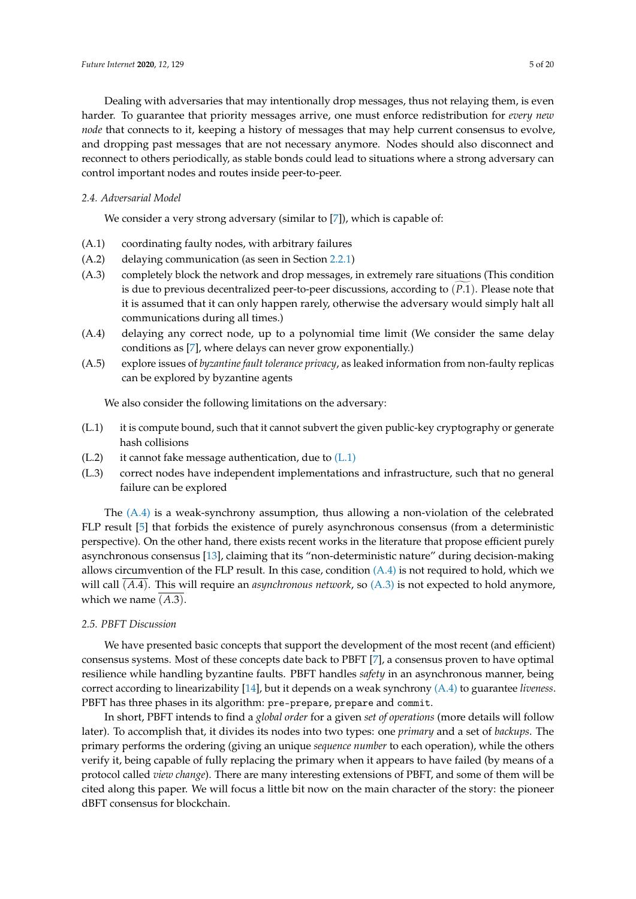Dealing with adversaries that may intentionally drop messages, thus not relaying them, is even harder. To guarantee that priority messages arrive, one must enforce redistribution for *every new node* that connects to it, keeping a history of messages that may help current consensus to evolve, and dropping past messages that are not necessary anymore. Nodes should also disconnect and reconnect to others periodically, as stable bonds could lead to situations where a strong adversary can control important nodes and routes inside peer-to-peer.

### 2.4. Adversarial Model

We consider a very strong adversary (similar to [7]), which is capable of:

- (A.1) coordinating faulty nodes, with arbitrary failures
- (A.2) delaying communication (as seen in Section 2.2.1)
- (A.3) completely block the network and drop messages, in extremely rare situations (This condition is due to previous decentralized peer-to-peer discussions, according to $\widetilde{(P.1)}$. Please note that it is assumed that it can only happen rarely, otherwise the adversary would simply halt all communications during all times.)
- (A.4) delaying any correct node, up to a polynomial time limit (We consider the same delay conditions as [7], where delays can never grow exponentially.)
- (A.5) explore issues of *byzantine fault tolerance privacy*, as leaked information from non-faulty replicas can be explored by byzantine agents

We also consider the following limitations on the adversary:

- (L.1) it is compute bound, such that it cannot subvert the given public-key cryptography or generate hash collisions
- (L.2) it cannot fake message authentication, due to (L.1)
- (L.3) correct nodes have independent implementations and infrastructure, such that no general failure can be explored

The (A.4) is a weak-synchrony assumption, thus allowing a non-violation of the celebrated FLP result [5] that forbids the existence of purely asynchronous consensus (from a deterministic perspective). On the other hand, there exists recent works in the literature that propose efficient purely asynchronous consensus [13], claiming that its "non-deterministic nature" during decision-making allows circumvention of the FLP result. In this case, condition (A.4) is not required to hold, which we will call $\overline{(A.4)}$. This will require an *asynchronous network*, so (A.3) is not expected to hold anymore, which we name $\overline{(A.3)}$.

### 2.5. PBFT Discussion

We have presented basic concepts that support the development of the most recent (and efficient) consensus systems. Most of these concepts date back to PBFT [7], a consensus proven to have optimal resilience while handling byzantine faults. PBFT handles *safety* in an asynchronous manner, being correct according to linearizability [14], but it depends on a weak synchrony (A.4) to guarantee *liveness*. PBFT has three phases in its algorithm: `pre-prepare`, `prepare` and `commit`.

In short, PBFT intends to find a *global order* for a given *set of operations* (more details will follow later). To accomplish that, it divides its nodes into two types: one *primary* and a set of *backups*. The primary performs the ordering (giving an unique *sequence number* to each operation), while the others verify it, being capable of fully replacing the primary when it appears to have failed (by means of a protocol called *view change*). There are many interesting extensions of PBFT, and some of them will be cited along this paper. We will focus a little bit now on the main character of the story: the pioneer dBFT consensus for blockchain.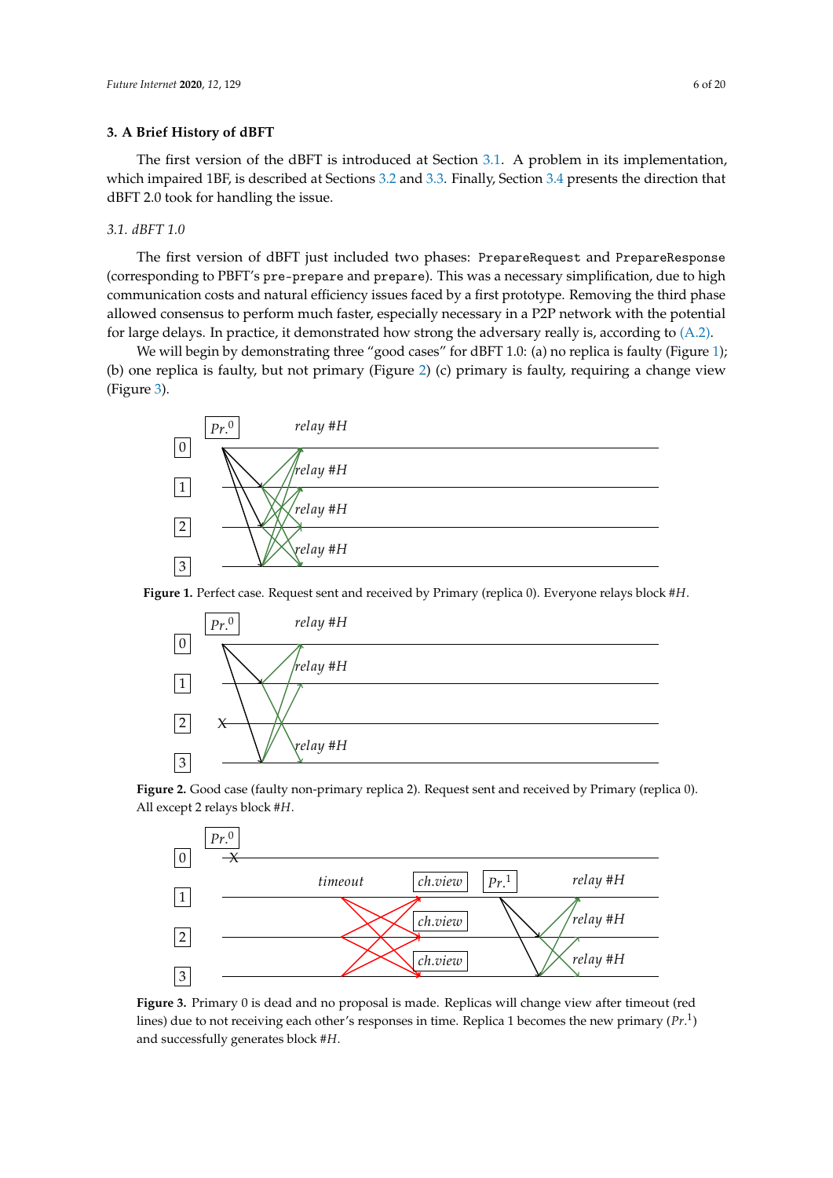## 3. A Brief History of dBFT

The first version of the dBFT is introduced at Section 3.1. A problem in its implementation, which impaired 1BF, is described at Sections 3.2 and 3.3. Finally, Section 3.4 presents the direction that dBFT 2.0 took for handling the issue.

### 3.1. dBFT 1.0

The first version of dBFT just included two phases: `PrepareRequest` and `PrepareResponse` (corresponding to PBFT's `pre-prepare` and `prepare`). This was a necessary simplification, due to high communication costs and natural efficiency issues faced by a first prototype. Removing the third phase allowed consensus to perform much faster, especially necessary in a P2P network with the potential for large delays. In practice, it demonstrated how strong the adversary really is, according to (A.2).

We will begin by demonstrating three "good cases" for dBFT 1.0: (a) no replica is faulty (Figure 1); (b) one replica is faulty, but not primary (Figure 2) (c) primary is faulty, requiring a change view (Figure 3).

**Figure 1.** Perfect case. Request sent and received by Primary (replica 0). Everyone relays block #*H*.

**Figure 2.** Good case (faulty non-primary replica 2). Request sent and received by Primary (replica 0). All except 2 relays block #*H*.

**Figure 3.** Primary 0 is dead and no proposal is made. Replicas will change view after timeout (red lines) due to not receiving each other's responses in time. Replica 1 becomes the new primary ($Pr.^1$) and successfully generates block #*H*.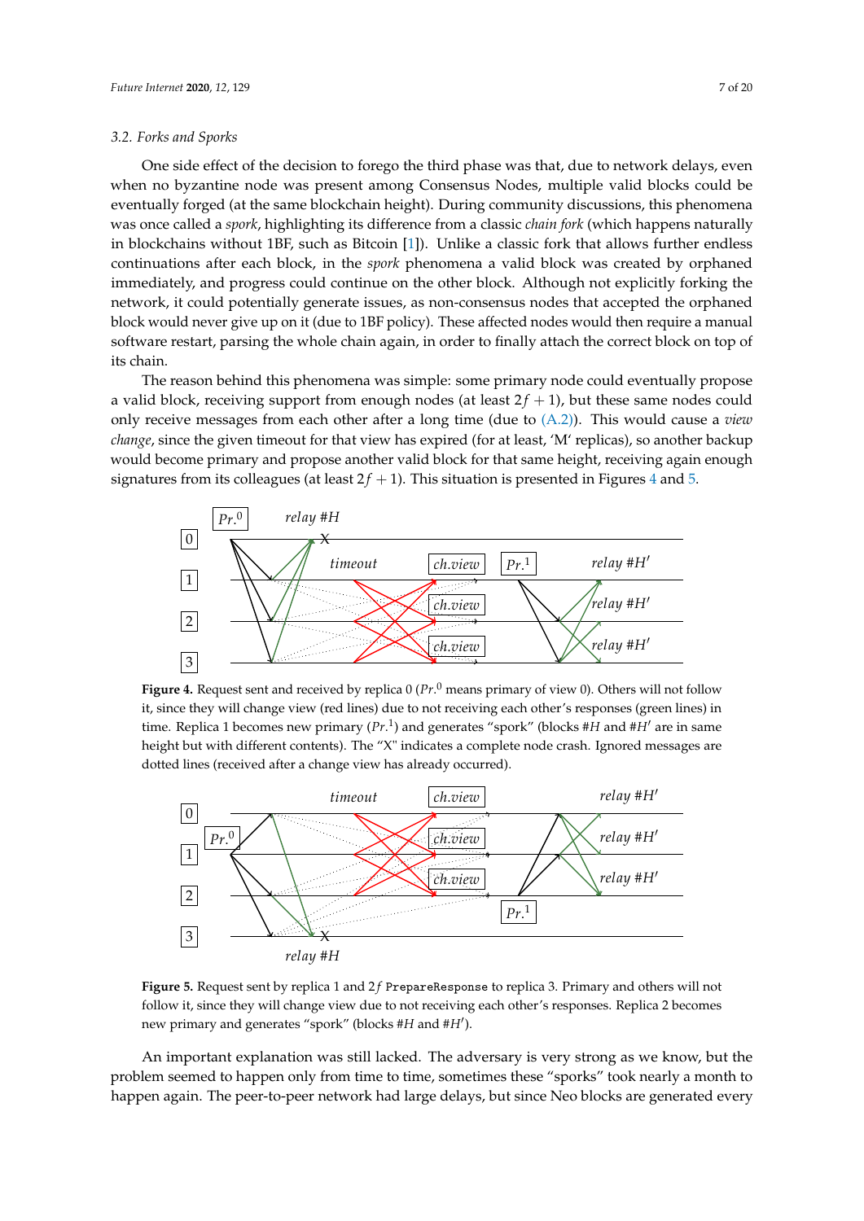### 3.2. Forks and Sporks

One side effect of the decision to forego the third phase was that, due to network delays, even when no byzantine node was present among Consensus Nodes, multiple valid blocks could be eventually forged (at the same blockchain height). During community discussions, this phenomena was once called a *spork*, highlighting its difference from a classic *chain fork* (which happens naturally in blockchains without 1BF, such as Bitcoin [1]). Unlike a classic fork that allows further endless continuations after each block, in the *spork* phenomena a valid block was created by orphaned immediately, and progress could continue on the other block. Although not explicitly forking the network, it could potentially generate issues, as non-consensus nodes that accepted the orphaned block would never give up on it (due to 1BF policy). These affected nodes would then require a manual software restart, parsing the whole chain again, in order to finally attach the correct block on top of its chain.

The reason behind this phenomena was simple: some primary node could eventually propose a valid block, receiving support from enough nodes (at least $2f+1$), but these same nodes could only receive messages from each other after a long time (due to (A.2)). This would cause a *view change*, since the given timeout for that view has expired (for at least, 'M' replicas), so another backup would become primary and propose another valid block for that same height, receiving again enough signatures from its colleagues (at least $2f+1$). This situation is presented in Figures 4 and 5.

**Figure 4.** Request sent and received by replica 0 ($Pr.^0$ means primary of view 0). Others will not follow it, since they will change view (red lines) due to not receiving each other's responses (green lines) in time. Replica 1 becomes new primary ($Pr.^1$) and generates "spork" (blocks #$H$ and #$H'$ are in same height but with different contents). The "X" indicates a complete node crash. Ignored messages are dotted lines (received after a change view has already occurred).

**Figure 5.** Request sent by replica 1 and $2f$ `PrepareResponse` to replica 3. Primary and others will not follow it, since they will change view due to not receiving each other's responses. Replica 2 becomes new primary and generates "spork" (blocks #$H$ and #$H'$).

An important explanation was still lacked. The adversary is very strong as we know, but the problem seemed to happen only from time to time, sometimes these "sporks" took nearly a month to happen again. The peer-to-peer network had large delays, but since Neo blocks are generated every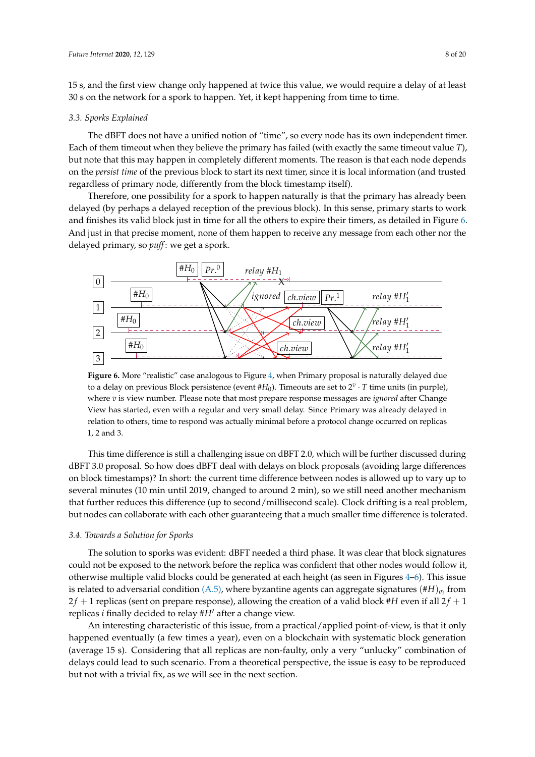15 s, and the first view change only happened at twice this value, we would require a delay of at least 30 s on the network for a spork to happen. Yet, it kept happening from time to time.

### 3.3. Sporks Explained

The dBFT does not have a unified notion of "time", so every node has its own independent timer. Each of them timeout when they believe the primary has failed (with exactly the same timeout value $T$), but note that this may happen in completely different moments. The reason is that each node depends on the *persist time* of the previous block to start its next timer, since it is local information (and trusted regardless of primary node, differently from the block timestamp itself).

Therefore, one possibility for a spork to happen naturally is that the primary has already been delayed (by perhaps a delayed reception of the previous block). In this sense, primary starts to work and finishes its valid block just in time for all the others to expire their timers, as detailed in Figure 6. And just in that precise moment, none of them happen to receive any message from each other nor the delayed primary, so *puff*: we get a spork.

**Figure 6.** More "realistic" case analogous to Figure 4, when Primary proposal is naturally delayed due to a delay on previous Block persistence (event $\#H_0$). Timeouts are set to $2^v \cdot T$ time units (in purple), where $v$ is view number. Please note that most prepare response messages are *ignored* after Change View has started, even with a regular and very small delay. Since Primary was already delayed in relation to others, time to respond was actually minimal before a protocol change occurred on replicas 1, 2 and 3.

This time difference is still a challenging issue on dBFT 2.0, which will be further discussed during dBFT 3.0 proposal. So how does dBFT deal with delays on block proposals (avoiding large differences on block timestamps)? In short: the current time difference between nodes is allowed up to vary up to several minutes (10 min until 2019, changed to around 2 min), so we still need another mechanism that further reduces this difference (up to second/millisecond scale). Clock drifting is a real problem, but nodes can collaborate with each other guaranteeing that a much smaller time difference is tolerated.

### 3.4. Towards a Solution for Sporks

The solution to sporks was evident: dBFT needed a third phase. It was clear that block signatures could not be exposed to the network before the replica was confident that other nodes would follow it, otherwise multiple valid blocks could be generated at each height (as seen in Figures 4–6). This issue is related to adversarial condition (A.5), where byzantine agents can aggregate signatures $(\#H)_{\sigma_i}$ from $2f+1$ replicas (sent on prepare response), allowing the creation of a valid block $\#H$ even if all $2f+1$ replicas $i$ finally decided to relay $\#H'$ after a change view.

An interesting characteristic of this issue, from a practical/applied point-of-view, is that it only happened eventually (a few times a year), even on a blockchain with systematic block generation (average 15 s). Considering that all replicas are non-faulty, only a very "unlucky" combination of delays could lead to such scenario. From a theoretical perspective, the issue is easy to be reproduced but not with a trivial fix, as we will see in the next section.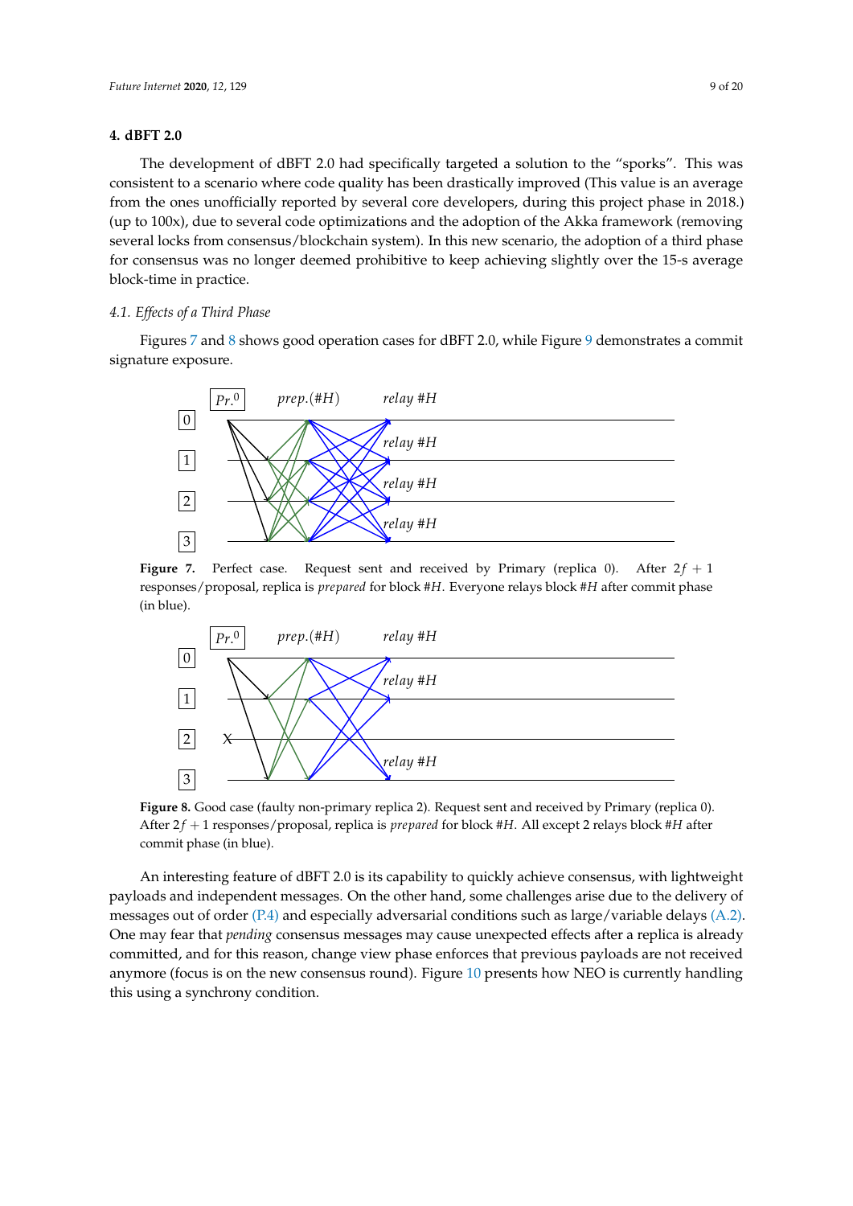## 4. dBFT 2.0

The development of dBFT 2.0 had specifically targeted a solution to the "sporks". This was consistent to a scenario where code quality has been drastically improved (This value is an average from the ones unofficially reported by several core developers, during this project phase in 2018.) (up to 100x), due to several code optimizations and the adoption of the Akka framework (removing several locks from consensus/blockchain system). In this new scenario, the adoption of a third phase for consensus was no longer deemed prohibitive to keep achieving slightly over the 15-s average block-time in practice.

### 4.1. Effects of a Third Phase

Figures 7 and 8 shows good operation cases for dBFT 2.0, while Figure 9 demonstrates a commit signature exposure.

**Figure 7.** Perfect case. Request sent and received by Primary (replica 0). After $2f + 1$ responses/proposal, replica is *prepared* for block #$H$. Everyone relays block #$H$ after commit phase (in blue).

**Figure 8.** Good case (faulty non-primary replica 2). Request sent and received by Primary (replica 0). After $2f + 1$ responses/proposal, replica is *prepared* for block #$H$. All except 2 relays block #$H$ after commit phase (in blue).

An interesting feature of dBFT 2.0 is its capability to quickly achieve consensus, with lightweight payloads and independent messages. On the other hand, some challenges arise due to the delivery of messages out of order (P.4) and especially adversarial conditions such as large/variable delays (A.2). One may fear that *pending* consensus messages may cause unexpected effects after a replica is already committed, and for this reason, change view phase enforces that previous payloads are not received anymore (focus is on the new consensus round). Figure 10 presents how NEO is currently handling this using a synchrony condition.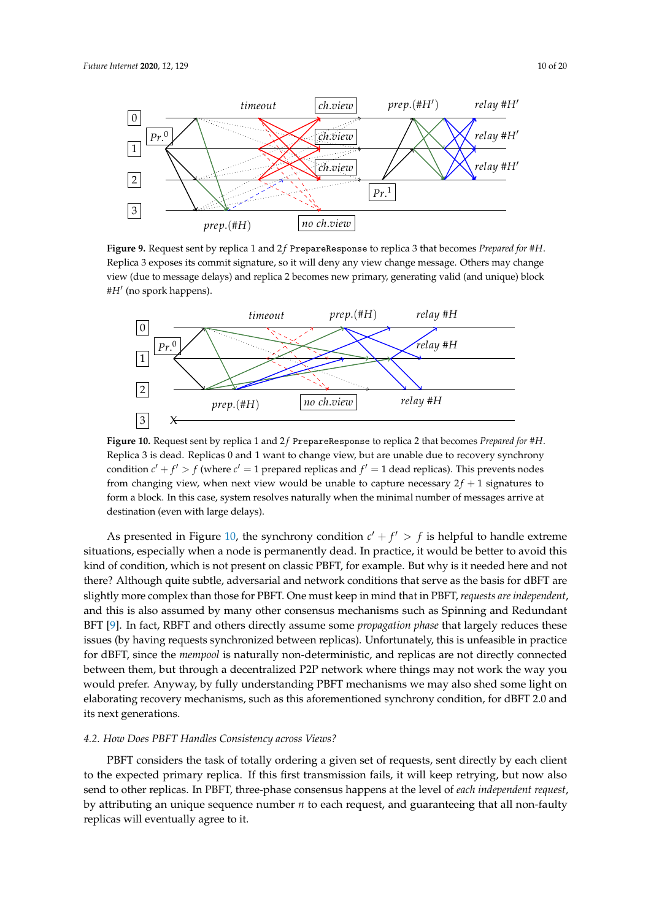**Figure 9.** Request sent by replica 1 and $2f$ `PrepareResponse` to replica 3 that becomes *Prepared for #H*. Replica 3 exposes its commit signature, so it will deny any view change message. Others may change view (due to message delays) and replica 2 becomes new primary, generating valid (and unique) block $\#H'$ (no spork happens).

**Figure 10.** Request sent by replica 1 and $2f$ `PrepareResponse` to replica 2 that becomes *Prepared for #H*. Replica 3 is dead. Replicas 0 and 1 want to change view, but are unable due to recovery synchrony condition $c' + f' > f$ (where $c' = 1$ prepared replicas and $f' = 1$ dead replicas). This prevents nodes from changing view, when next view would be unable to capture necessary $2f + 1$ signatures to form a block. In this case, system resolves naturally when the minimal number of messages arrive at destination (even with large delays).

As presented in Figure 10, the synchrony condition $c' + f' > f$ is helpful to handle extreme situations, especially when a node is permanently dead. In practice, it would be better to avoid this kind of condition, which is not present on classic PBFT, for example. But why is it needed here and not there? Although quite subtle, adversarial and network conditions that serve as the basis for dBFT are slightly more complex than those for PBFT. One must keep in mind that in PBFT, *requests are independent*, and this is also assumed by many other consensus mechanisms such as Spinning and Redundant BFT [9]. In fact, RBFT and others directly assume some *propagation phase* that largely reduces these issues (by having requests synchronized between replicas). Unfortunately, this is unfeasible in practice for dBFT, since the *mempool* is naturally non-deterministic, and replicas are not directly connected between them, but through a decentralized P2P network where things may not work the way you would prefer. Anyway, by fully understanding PBFT mechanisms we may also shed some light on elaborating recovery mechanisms, such as this aforementioned synchrony condition, for dBFT 2.0 and its next generations.

### 4.2. How Does PBFT Handles Consistency across Views?

PBFT considers the task of totally ordering a given set of requests, sent directly by each client to the expected primary replica. If this first transmission fails, it will keep retrying, but now also send to other replicas. In PBFT, three-phase consensus happens at the level of *each independent request*, by attributing an unique sequence number $n$ to each request, and guaranteeing that all non-faulty replicas will eventually agree to it.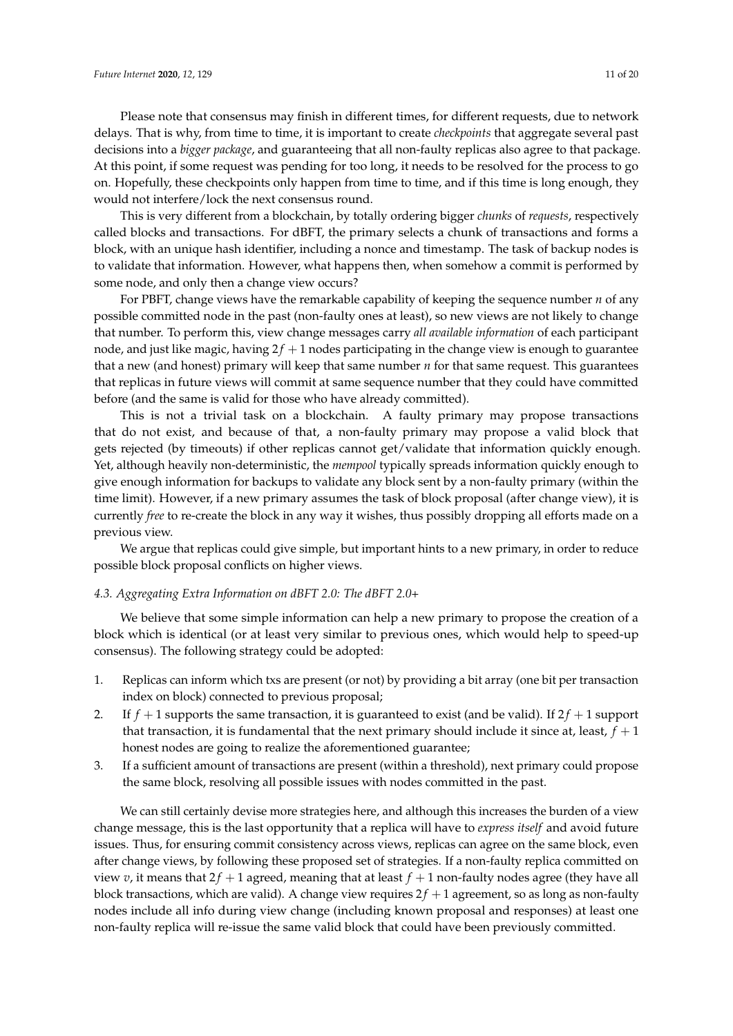Please note that consensus may finish in different times, for different requests, due to network delays. That is why, from time to time, it is important to create *checkpoints* that aggregate several past decisions into a *bigger package*, and guaranteeing that all non-faulty replicas also agree to that package. At this point, if some request was pending for too long, it needs to be resolved for the process to go on. Hopefully, these checkpoints only happen from time to time, and if this time is long enough, they would not interfere/lock the next consensus round.

This is very different from a blockchain, by totally ordering bigger *chunks* of *requests*, respectively called blocks and transactions. For dBFT, the primary selects a chunk of transactions and forms a block, with an unique hash identifier, including a nonce and timestamp. The task of backup nodes is to validate that information. However, what happens then, when somehow a commit is performed by some node, and only then a change view occurs?

For PBFT, change views have the remarkable capability of keeping the sequence number $n$ of any possible committed node in the past (non-faulty ones at least), so new views are not likely to change that number. To perform this, view change messages carry *all available information* of each participant node, and just like magic, having $2f + 1$ nodes participating in the change view is enough to guarantee that a new (and honest) primary will keep that same number $n$ for that same request. This guarantees that replicas in future views will commit at same sequence number that they could have committed before (and the same is valid for those who have already committed).

This is not a trivial task on a blockchain. A faulty primary may propose transactions that do not exist, and because of that, a non-faulty primary may propose a valid block that gets rejected (by timeouts) if other replicas cannot get/validate that information quickly enough. Yet, although heavily non-deterministic, the *mempool* typically spreads information quickly enough to give enough information for backups to validate any block sent by a non-faulty primary (within the time limit). However, if a new primary assumes the task of block proposal (after change view), it is currently *free* to re-create the block in any way it wishes, thus possibly dropping all efforts made on a previous view.

We argue that replicas could give simple, but important hints to a new primary, in order to reduce possible block proposal conflicts on higher views.

### 4.3. Aggregating Extra Information on dBFT 2.0: The dBFT 2.0+

We believe that some simple information can help a new primary to propose the creation of a block which is identical (or at least very similar to previous ones, which would help to speed-up consensus). The following strategy could be adopted:

1. Replicas can inform which txs are present (or not) by providing a bit array (one bit per transaction index on block) connected to previous proposal;
2. If $f + 1$ supports the same transaction, it is guaranteed to exist (and be valid). If $2f + 1$ support that transaction, it is fundamental that the next primary should include it since at, least, $f + 1$ honest nodes are going to realize the aforementioned guarantee;
3. If a sufficient amount of transactions are present (within a threshold), next primary could propose the same block, resolving all possible issues with nodes committed in the past.

We can still certainly devise more strategies here, and although this increases the burden of a view change message, this is the last opportunity that a replica will have to *express itself* and avoid future issues. Thus, for ensuring commit consistency across views, replicas can agree on the same block, even after change views, by following these proposed set of strategies. If a non-faulty replica committed on view $v$, it means that $2f + 1$ agreed, meaning that at least $f + 1$ non-faulty nodes agree (they have all block transactions, which are valid). A change view requires $2f + 1$ agreement, so as long as non-faulty nodes include all info during view change (including known proposal and responses) at least one non-faulty replica will re-issue the same valid block that could have been previously committed.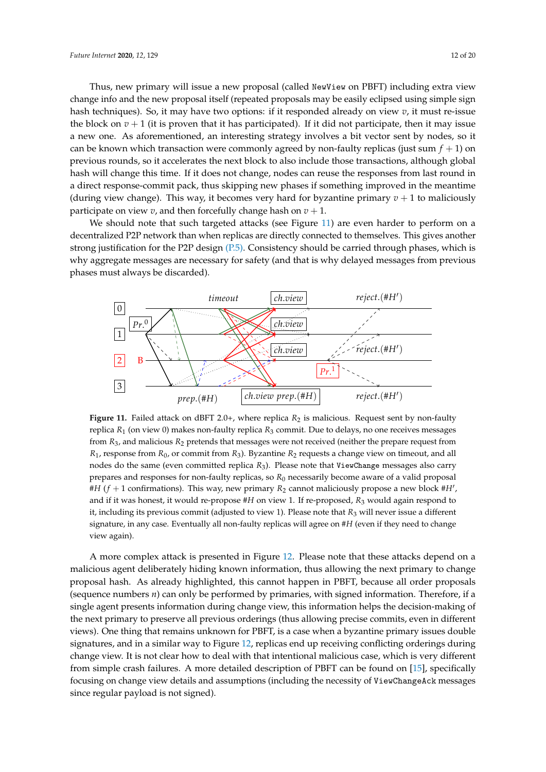Thus, new primary will issue a new proposal (called `NewView` on PBFT) including extra view change info and the new proposal itself (repeated proposals may be easily eclipsed using simple sign hash techniques). So, it may have two options: if it responded already on view $v$, it must re-issue the block on $v+1$ (it is proven that it has participated). If it did not participate, then it may issue a new one. As aforementioned, an interesting strategy involves a bit vector sent by nodes, so it can be known which transaction were commonly agreed by non-faulty replicas (just sum $f+1$) on previous rounds, so it accelerates the next block to also include those transactions, although global hash will change this time. If it does not change, nodes can reuse the responses from last round in a direct response-commit pack, thus skipping new phases if something improved in the meantime (during view change). This way, it becomes very hard for byzantine primary $v+1$ to maliciously participate on view $v$, and then forcefully change hash on $v+1$.

We should note that such targeted attacks (see Figure 11) are even harder to perform on a decentralized P2P network than when replicas are directly connected to themselves. This gives another strong justification for the P2P design (P.5). Consistency should be carried through phases, which is why aggregate messages are necessary for safety (and that is why delayed messages from previous phases must always be discarded).

**Figure 11.** Failed attack on dBFT 2.0+, where replica $R_2$ is malicious. Request sent by non-faulty replica $R_1$ (on view 0) makes non-faulty replica $R_3$ commit. Due to delays, no one receives messages from $R_3$, and malicious $R_2$ pretends that messages were not received (neither the prepare request from $R_1$, response from $R_0$, or commit from $R_3$). Byzantine $R_2$ requests a change view on timeout, and all nodes do the same (even committed replica $R_3$). Please note that `ViewChange` messages also carry prepares and responses for non-faulty replicas, so $R_0$ necessarily become aware of a valid proposal $\#H$ ($f+1$ confirmations). This way, new primary $R_2$ cannot maliciously propose a new block $\#H'$, and if it was honest, it would re-propose $\#H$ on view 1. If re-proposed, $R_3$ would again respond to it, including its previous commit (adjusted to view 1). Please note that $R_3$ will never issue a different signature, in any case. Eventually all non-faulty replicas will agree on $\#H$ (even if they need to change view again).

A more complex attack is presented in Figure 12. Please note that these attacks depend on a malicious agent deliberately hiding known information, thus allowing the next primary to change proposal hash. As already highlighted, this cannot happen in PBFT, because all order proposals (sequence numbers $n$) can only be performed by primaries, with signed information. Therefore, if a single agent presents information during change view, this information helps the decision-making of the next primary to preserve all previous orderings (thus allowing precise commits, even in different views). One thing that remains unknown for PBFT, is a case when a byzantine primary issues double signatures, and in a similar way to Figure 12, replicas end up receiving conflicting orderings during change view. It is not clear how to deal with that intentional malicious case, which is very different from simple crash failures. A more detailed description of PBFT can be found on [15], specifically focusing on change view details and assumptions (including the necessity of `ViewChangeAck` messages since regular payload is not signed).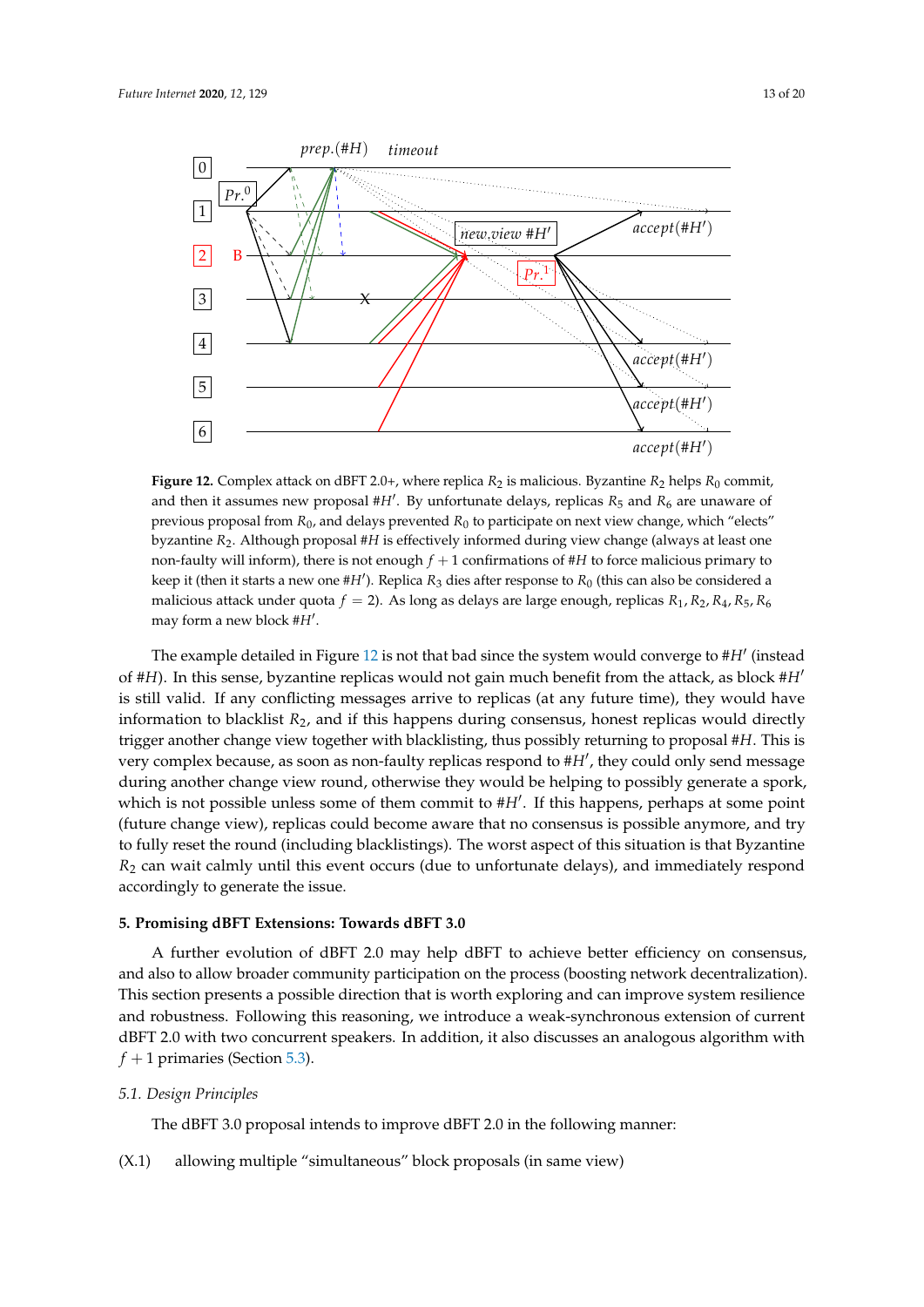**Figure 12.** Complex attack on dBFT 2.0+, where replica $R_2$ is malicious. Byzantine $R_2$ helps $R_0$ commit, and then it assumes new proposal $\#H'$. By unfortunate delays, replicas $R_5$ and $R_6$ are unaware of previous proposal from $R_0$, and delays prevented $R_0$ to participate on next view change, which "elects" byzantine $R_2$. Although proposal $\#H$ is effectively informed during view change (always at least one non-faulty will inform), there is not enough $f+1$ confirmations of $\#H$ to force malicious primary to keep it (then it starts a new one $\#H'$). Replica $R_3$ dies after response to $R_0$ (this can also be considered a malicious attack under quota $f=2$). As long as delays are large enough, replicas $R_1, R_2, R_4, R_5, R_6$ may form a new block $\#H'$.

The example detailed in Figure 12 is not that bad since the system would converge to $\#H'$ (instead of $\#H$). In this sense, byzantine replicas would not gain much benefit from the attack, as block $\#H'$ is still valid. If any conflicting messages arrive to replicas (at any future time), they would have information to blacklist $R_2$, and if this happens during consensus, honest replicas would directly trigger another change view together with blacklisting, thus possibly returning to proposal $\#H$. This is very complex because, as soon as non-faulty replicas respond to $\#H'$, they could only send message during another change view round, otherwise they would be helping to possibly generate a spork, which is not possible unless some of them commit to $\#H'$. If this happens, perhaps at some point (future change view), replicas could become aware that no consensus is possible anymore, and try to fully reset the round (including blacklistings). The worst aspect of this situation is that Byzantine $R_2$ can wait calmly until this event occurs (due to unfortunate delays), and immediately respond accordingly to generate the issue.

## 5. Promising dBFT Extensions: Towards dBFT 3.0

A further evolution of dBFT 2.0 may help dBFT to achieve better efficiency on consensus, and also to allow broader community participation on the process (boosting network decentralization). This section presents a possible direction that is worth exploring and can improve system resilience and robustness. Following this reasoning, we introduce a weak-synchronous extension of current dBFT 2.0 with two concurrent speakers. In addition, it also discusses an analogous algorithm with $f+1$ primaries (Section 5.3).

### 5.1. Design Principles

The dBFT 3.0 proposal intends to improve dBFT 2.0 in the following manner:

(X.1) allowing multiple "simultaneous" block proposals (in same view)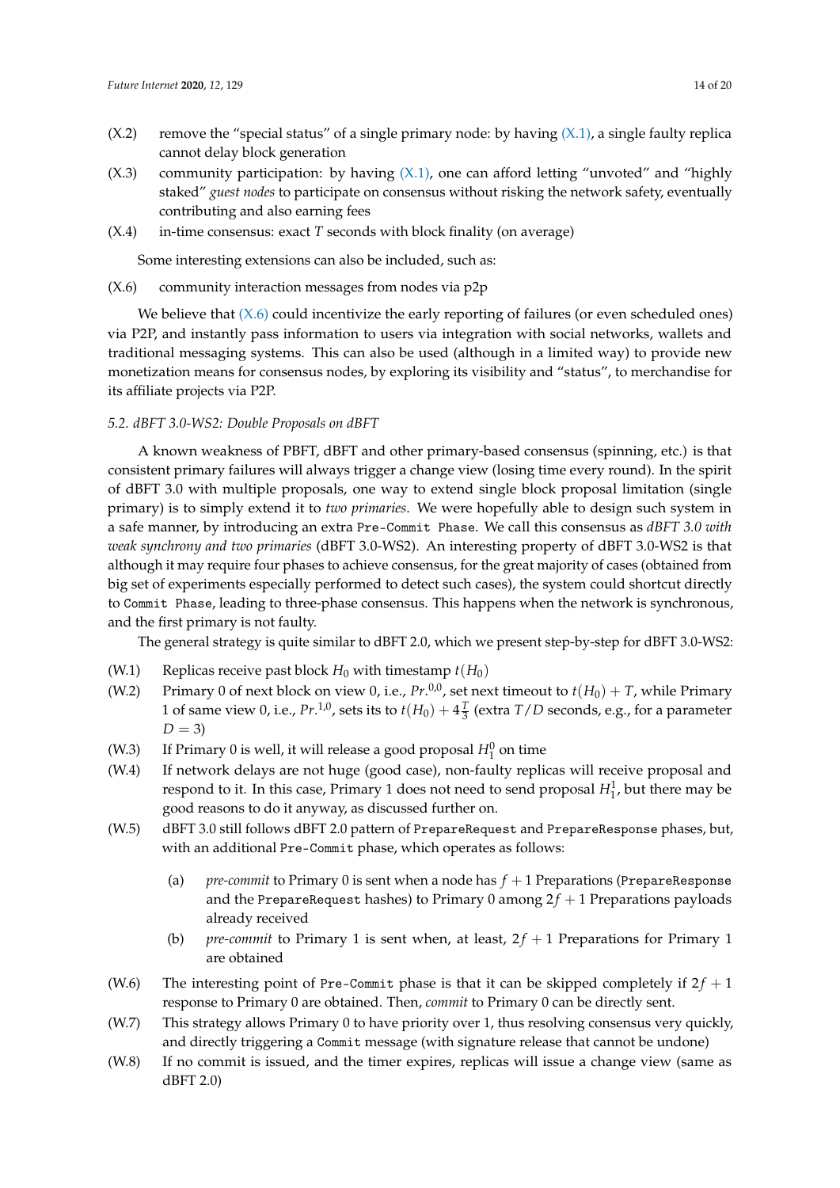(X.2) remove the "special status" of a single primary node: by having (X.1), a single faulty replica cannot delay block generation

(X.3) community participation: by having (X.1), one can afford letting "unvoted" and "highly staked" *guest nodes* to participate on consensus without risking the network safety, eventually contributing and also earning fees

(X.4) in-time consensus: exact $T$ seconds with block finality (on average)

Some interesting extensions can also be included, such as:

(X.6) community interaction messages from nodes via p2p

We believe that (X.6) could incentivize the early reporting of failures (or even scheduled ones) via P2P, and instantly pass information to users via integration with social networks, wallets and traditional messaging systems. This can also be used (although in a limited way) to provide new monetization means for consensus nodes, by exploring its visibility and "status", to merchandise for its affiliate projects via P2P.

### 5.2. dBFT 3.0-WS2: Double Proposals on dBFT

A known weakness of PBFT, dBFT and other primary-based consensus (spinning, etc.) is that consistent primary failures will always trigger a change view (losing time every round). In the spirit of dBFT 3.0 with multiple proposals, one way to extend single block proposal limitation (single primary) is to simply extend it to *two primaries*. We were hopefully able to design such system in a safe manner, by introducing an extra `Pre-Commit Phase`. We call this consensus as *dBFT 3.0 with weak synchrony and two primaries* (dBFT 3.0-WS2). An interesting property of dBFT 3.0-WS2 is that although it may require four phases to achieve consensus, for the great majority of cases (obtained from big set of experiments especially performed to detect such cases), the system could shortcut directly to `Commit Phase`, leading to three-phase consensus. This happens when the network is synchronous, and the first primary is not faulty.

The general strategy is quite similar to dBFT 2.0, which we present step-by-step for dBFT 3.0-WS2:

(W.1) Replicas receive past block $H_0$ with timestamp $t(H_0)$

(W.2) Primary 0 of next block on view 0, i.e., $Pr.^{0,0}$, set next timeout to $t(H_0) + T$, while Primary 1 of same view 0, i.e., $Pr.^{1,0}$, sets its to $t(H_0) + 4\frac{T}{3}$ (extra $T/D$ seconds, e.g., for a parameter $D = 3$)

(W.3) If Primary 0 is well, it will release a good proposal $H_1^0$ on time

(W.4) If network delays are not huge (good case), non-faulty replicas will receive proposal and respond to it. In this case, Primary 1 does not need to send proposal $H_1^1$, but there may be good reasons to do it anyway, as discussed further on.

(W.5) dBFT 3.0 still follows dBFT 2.0 pattern of `PrepareRequest` and `PrepareResponse` phases, but, with an additional `Pre-Commit` phase, which operates as follows:

  (a) *pre-commit* to Primary 0 is sent when a node has $f + 1$ Preparations (`PrepareResponse` and the `PrepareRequest` hashes) to Primary 0 among $2f + 1$ Preparations payloads already received

  (b) *pre-commit* to Primary 1 is sent when, at least, $2f + 1$ Preparations for Primary 1 are obtained

(W.6) The interesting point of `Pre-Commit` phase is that it can be skipped completely if $2f + 1$ response to Primary 0 are obtained. Then, *commit* to Primary 0 can be directly sent.

(W.7) This strategy allows Primary 0 to have priority over 1, thus resolving consensus very quickly, and directly triggering a `Commit` message (with signature release that cannot be undone)

(W.8) If no commit is issued, and the timer expires, replicas will issue a change view (same as dBFT 2.0)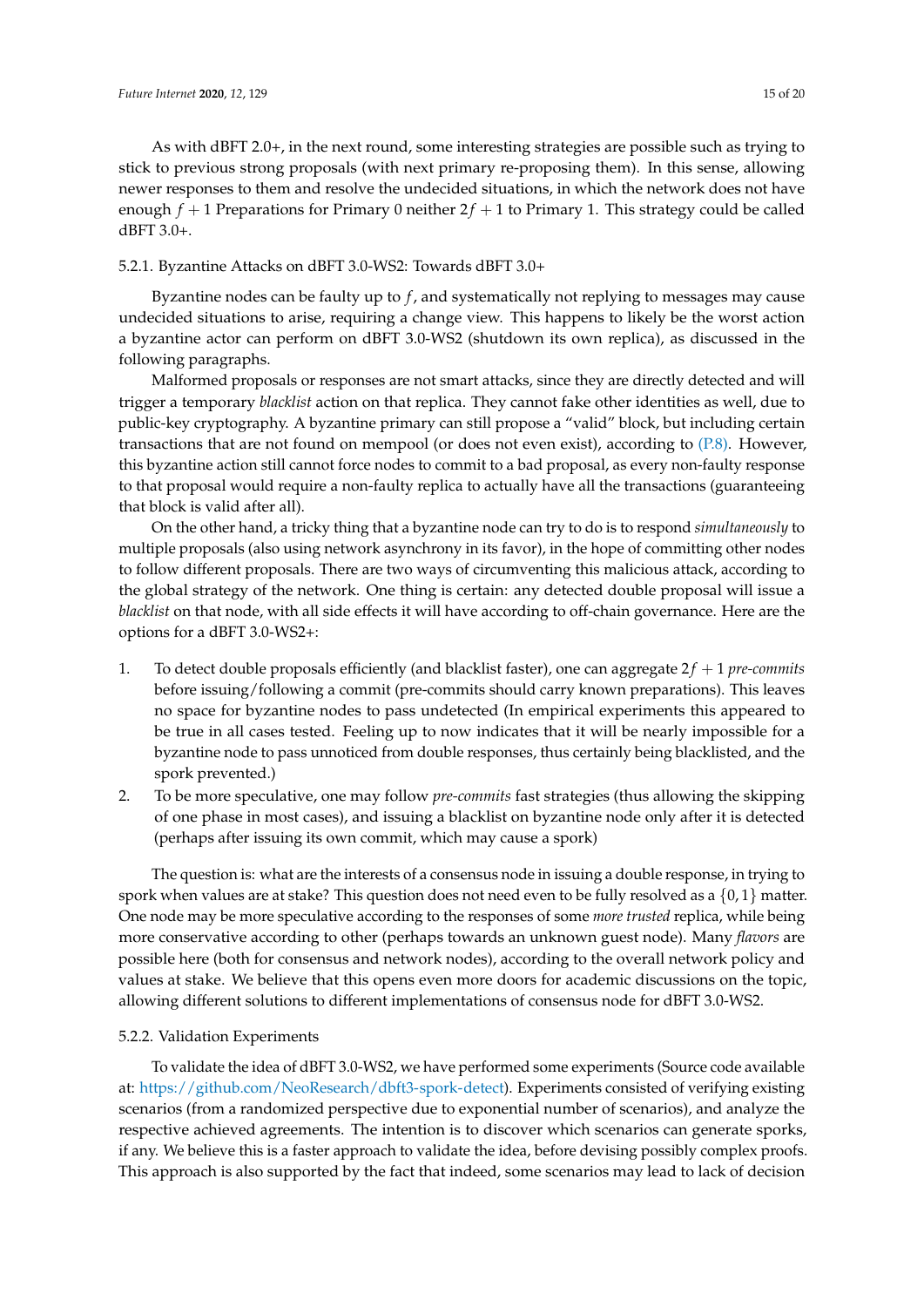As with dBFT 2.0+, in the next round, some interesting strategies are possible such as trying to stick to previous strong proposals (with next primary re-proposing them). In this sense, allowing newer responses to them and resolve the undecided situations, in which the network does not have enough $f+1$ Preparations for Primary 0 neither $2f+1$ to Primary 1. This strategy could be called dBFT 3.0+.

### 5.2.1. Byzantine Attacks on dBFT 3.0-WS2: Towards dBFT 3.0+

Byzantine nodes can be faulty up to $f$, and systematically not replying to messages may cause undecided situations to arise, requiring a change view. This happens to likely be the worst action a byzantine actor can perform on dBFT 3.0-WS2 (shutdown its own replica), as discussed in the following paragraphs.

Malformed proposals or responses are not smart attacks, since they are directly detected and will trigger a temporary *blacklist* action on that replica. They cannot fake other identities as well, due to public-key cryptography. A byzantine primary can still propose a "valid" block, but including certain transactions that are not found on mempool (or does not even exist), according to (P.8). However, this byzantine action still cannot force nodes to commit to a bad proposal, as every non-faulty response to that proposal would require a non-faulty replica to actually have all the transactions (guaranteeing that block is valid after all).

On the other hand, a tricky thing that a byzantine node can try to do is to respond *simultaneously* to multiple proposals (also using network asynchrony in its favor), in the hope of committing other nodes to follow different proposals. There are two ways of circumventing this malicious attack, according to the global strategy of the network. One thing is certain: any detected double proposal will issue a *blacklist* on that node, with all side effects it will have according to off-chain governance. Here are the options for a dBFT 3.0-WS2+:

1. To detect double proposals efficiently (and blacklist faster), one can aggregate $2f+1$ *pre-commits* before issuing/following a commit (pre-commits should carry known preparations). This leaves no space for byzantine nodes to pass undetected (In empirical experiments this appeared to be true in all cases tested. Feeling up to now indicates that it will be nearly impossible for a byzantine node to pass unnoticed from double responses, thus certainly being blacklisted, and the spork prevented.)
2. To be more speculative, one may follow *pre-commits* fast strategies (thus allowing the skipping of one phase in most cases), and issuing a blacklist on byzantine node only after it is detected (perhaps after issuing its own commit, which may cause a spork)

The question is: what are the interests of a consensus node in issuing a double response, in trying to spork when values are at stake? This question does not need even to be fully resolved as a $\{0,1\}$ matter. One node may be more speculative according to the responses of some *more trusted* replica, while being more conservative according to other (perhaps towards an unknown guest node). Many *flavors* are possible here (both for consensus and network nodes), according to the overall network policy and values at stake. We believe that this opens even more doors for academic discussions on the topic, allowing different solutions to different implementations of consensus node for dBFT 3.0-WS2.

### 5.2.2. Validation Experiments

To validate the idea of dBFT 3.0-WS2, we have performed some experiments (Source code available at: https://github.com/NeoResearch/dbft3-spork-detect). Experiments consisted of verifying existing scenarios (from a randomized perspective due to exponential number of scenarios), and analyze the respective achieved agreements. The intention is to discover which scenarios can generate sporks, if any. We believe this is a faster approach to validate the idea, before devising possibly complex proofs. This approach is also supported by the fact that indeed, some scenarios may lead to lack of decision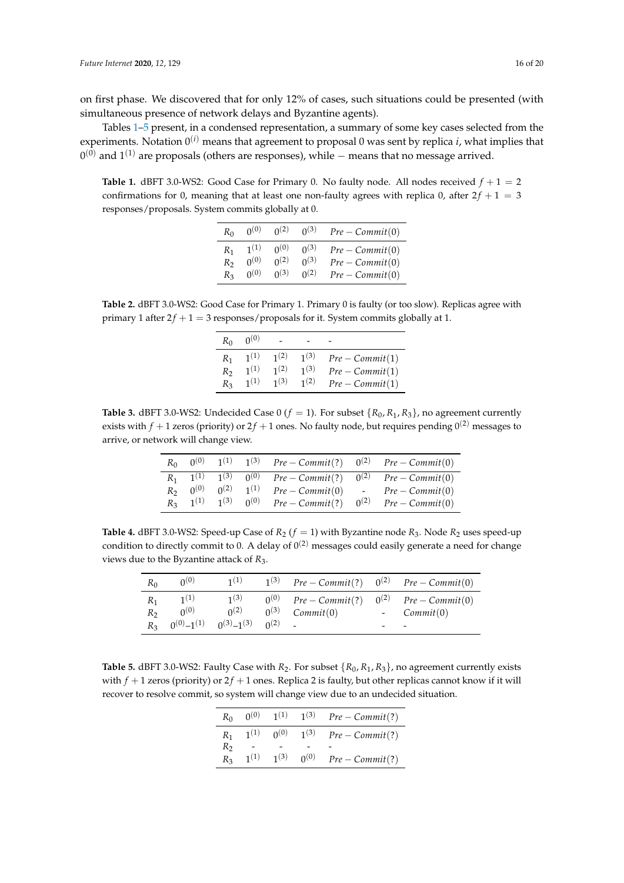on first phase. We discovered that for only 12% of cases, such situations could be presented (with simultaneous presence of network delays and Byzantine agents).

Tables 1–5 present, in a condensed representation, a summary of some key cases selected from the experiments. Notation $0^{(i)}$ means that agreement to proposal 0 was sent by replica $i$, what implies that $0^{(0)}$ and $1^{(1)}$ are proposals (others are responses), while $-$ means that no message arrived.

**Table 1.** dBFT 3.0-WS2: Good Case for Primary 0. No faulty node. All nodes received $f + 1 = 2$ confirmations for 0, meaning that at least one non-faulty agrees with replica 0, after $2f + 1 = 3$ responses/proposals. System commits globally at 0.

| $R_0$ | $0^{(0)}$ | $0^{(2)}$ | $0^{(3)}$ | $Pre-Commit(0)$ |
|---|---|---|---|---|
| $R_1$ | $1^{(1)}$ | $0^{(0)}$ | $0^{(3)}$ | $Pre-Commit(0)$ |
| $R_2$ | $0^{(0)}$ | $0^{(2)}$ | $0^{(3)}$ | $Pre-Commit(0)$ |
| $R_3$ | $0^{(0)}$ | $0^{(3)}$ | $0^{(2)}$ | $Pre-Commit(0)$ |

**Table 2.** dBFT 3.0-WS2: Good Case for Primary 1. Primary 0 is faulty (or too slow). Replicas agree with primary 1 after $2f + 1 = 3$ responses/proposals for it. System commits globally at 1.

| $R_0$ | $0^{(0)}$ | - | - | - |
|---|---|---|---|---|
| $R_1$ | $1^{(1)}$ | $1^{(2)}$ | $1^{(3)}$ | $Pre-Commit(1)$ |
| $R_2$ | $1^{(1)}$ | $1^{(2)}$ | $1^{(3)}$ | $Pre-Commit(1)$ |
| $R_3$ | $1^{(1)}$ | $1^{(3)}$ | $1^{(2)}$ | $Pre-Commit(1)$ |

**Table 3.** dBFT 3.0-WS2: Undecided Case 0 ($f = 1$). For subset $\{R_0, R_1, R_3\}$, no agreement currently exists with $f + 1$ zeros (priority) or $2f + 1$ ones. No faulty node, but requires pending $0^{(2)}$ messages to arrive, or network will change view.

| $R_0$ | $0^{(0)}$ | $1^{(1)}$ | $1^{(3)}$ | $Pre-Commit(?)$ | $0^{(2)}$ | $Pre-Commit(0)$ |
|---|---|---|---|---|---|---|
| $R_1$ | $1^{(1)}$ | $1^{(3)}$ | $0^{(0)}$ | $Pre-Commit(?)$ | $0^{(2)}$ | $Pre-Commit(0)$ |
| $R_2$ | $0^{(0)}$ | $0^{(2)}$ | $1^{(1)}$ | $Pre-Commit(0)$ | - | $Pre-Commit(0)$ |
| $R_3$ | $1^{(1)}$ | $1^{(3)}$ | $0^{(0)}$ | $Pre-Commit(?)$ | $0^{(2)}$ | $Pre-Commit(0)$ |

**Table 4.** dBFT 3.0-WS2: Speed-up Case of $R_2$ ($f = 1$) with Byzantine node $R_3$. Node $R_2$ uses speed-up condition to directly commit to 0. A delay of $0^{(2)}$ messages could easily generate a need for change views due to the Byzantine attack of $R_3$.

| $R_0$ | $0^{(0)}$ | $1^{(1)}$ | $1^{(3)}$ | $Pre-Commit(?)$ | $0^{(2)}$ | $Pre-Commit(0)$ |
|---|---|---|---|---|---|---|
| $R_1$ | $1^{(1)}$ | $1^{(3)}$ | $0^{(0)}$ | $Pre-Commit(?)$ | $0^{(2)}$ | $Pre-Commit(0)$ |
| $R_2$ | $0^{(0)}$ | $0^{(2)}$ | $0^{(3)}$ | $Commit(0)$ | - | $Commit(0)$ |
| $R_3$ | $0^{(0)}$–$1^{(1)}$ | $0^{(3)}$–$1^{(3)}$ | $0^{(2)}$ | - | - | - |

**Table 5.** dBFT 3.0-WS2: Faulty Case with $R_2$. For subset $\{R_0, R_1, R_3\}$, no agreement currently exists with $f + 1$ zeros (priority) or $2f + 1$ ones. Replica 2 is faulty, but other replicas cannot know if it will recover to resolve commit, so system will change view due to an undecided situation.

| $R_0$ | $0^{(0)}$ | $1^{(1)}$ | $1^{(3)}$ | $Pre-Commit(?)$ |
|---|---|---|---|---|
| $R_1$ | $1^{(1)}$ | $0^{(0)}$ | $1^{(3)}$ | $Pre-Commit(?)$ |
| $R_2$ | - | - | - | - |
| $R_3$ | $1^{(1)}$ | $1^{(3)}$ | $0^{(0)}$ | $Pre-Commit(?)$ |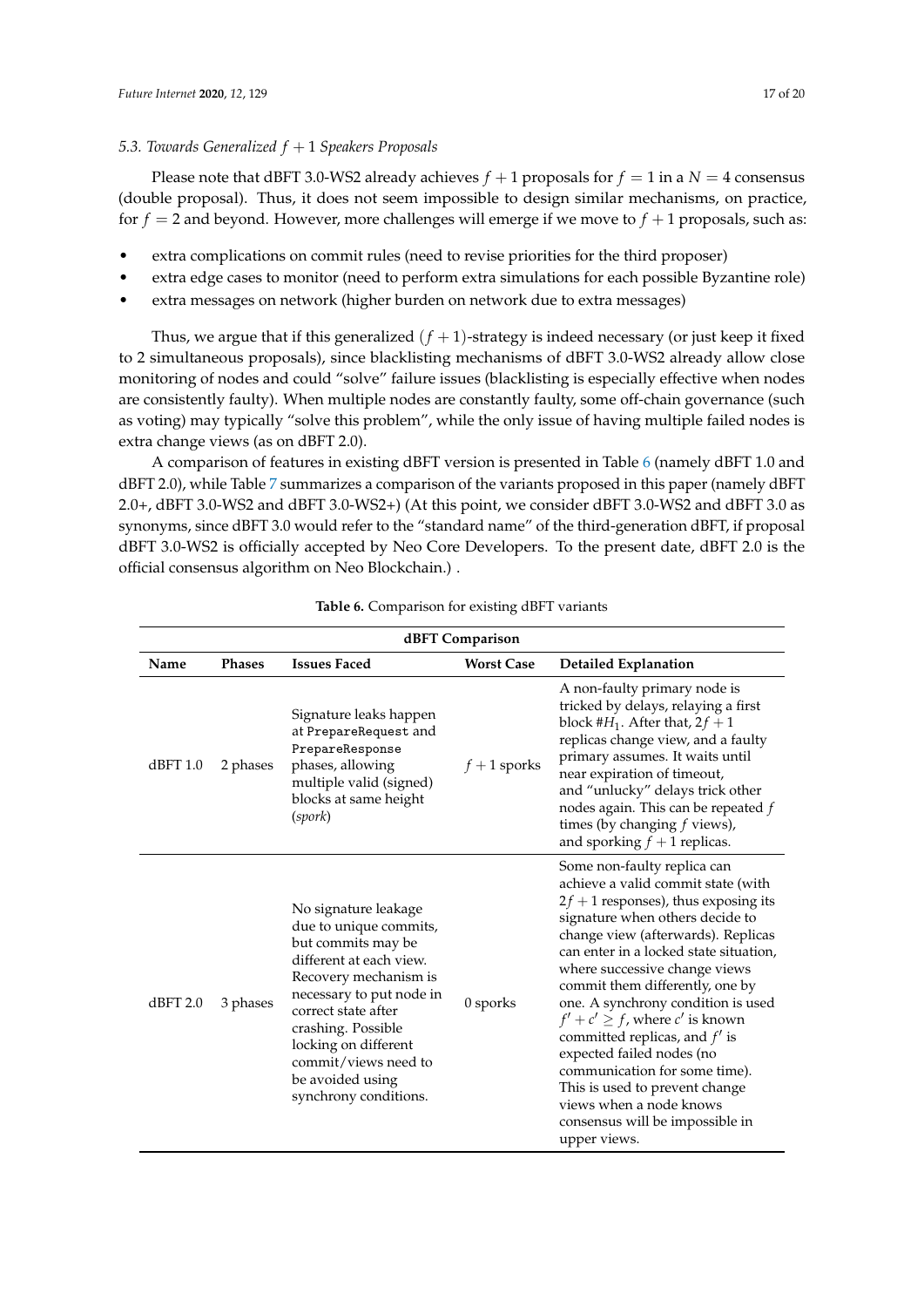### 5.3. Towards Generalized $f+1$ Speakers Proposals

Please note that dBFT 3.0-WS2 already achieves $f+1$ proposals for $f=1$ in a $N=4$ consensus (double proposal). Thus, it does not seem impossible to design similar mechanisms, on practice, for $f=2$ and beyond. However, more challenges will emerge if we move to $f+1$ proposals, such as:

- extra complications on commit rules (need to revise priorities for the third proposer)
- extra edge cases to monitor (need to perform extra simulations for each possible Byzantine role)
- extra messages on network (higher burden on network due to extra messages)

Thus, we argue that if this generalized $(f+1)$-strategy is indeed necessary (or just keep it fixed to 2 simultaneous proposals), since blacklisting mechanisms of dBFT 3.0-WS2 already allow close monitoring of nodes and could "solve" failure issues (blacklisting is especially effective when nodes are consistently faulty). When multiple nodes are constantly faulty, some off-chain governance (such as voting) may typically "solve this problem", while the only issue of having multiple failed nodes is extra change views (as on dBFT 2.0).

A comparison of features in existing dBFT version is presented in Table 6 (namely dBFT 1.0 and dBFT 2.0), while Table 7 summarizes a comparison of the variants proposed in this paper (namely dBFT 2.0+, dBFT 3.0-WS2 and dBFT 3.0-WS2+) (At this point, we consider dBFT 3.0-WS2 and dBFT 3.0 as synonyms, since dBFT 3.0 would refer to the "standard name" of the third-generation dBFT, if proposal dBFT 3.0-WS2 is officially accepted by Neo Core Developers. To the present date, dBFT 2.0 is the official consensus algorithm on Neo Blockchain.) .

**Table 6.** Comparison for existing dBFT variants

| dBFT Comparison | | | | |
|---|---|---|---|---|
| **Name** | **Phases** | **Issues Faced** | **Worst Case** | **Detailed Explanation** |
| dBFT 1.0 | 2 phases | Signature leaks happen at `PrepareRequest` and `PrepareResponse` phases, allowing multiple valid (signed) blocks at same height (*spork*) | $f+1$ sporks | A non-faulty primary node is tricked by delays, relaying a first block $\#H_1$. After that, $2f+1$ replicas change view, and a faulty primary assumes. It waits until near expiration of timeout, and "unlucky" delays trick other nodes again. This can be repeated $f$ times (by changing $f$ views), and sporking $f+1$ replicas. |
| dBFT 2.0 | 3 phases | No signature leakage due to unique commits, but commits may be different at each view. Recovery mechanism is necessary to put node in correct state after crashing. Possible locking on different commit/views need to be avoided using synchrony conditions. | 0 sporks | Some non-faulty replica can achieve a valid commit state (with $2f+1$ responses), thus exposing its signature when others decide to change view (afterwards). Replicas can enter in a locked state situation, where successive change views commit them differently, one by one. A synchrony condition is used $f'+c' \geq f$, where $c'$ is known committed replicas, and $f'$ is expected failed nodes (no communication for some time). This is used to prevent change views when a node knows consensus will be impossible in upper views. |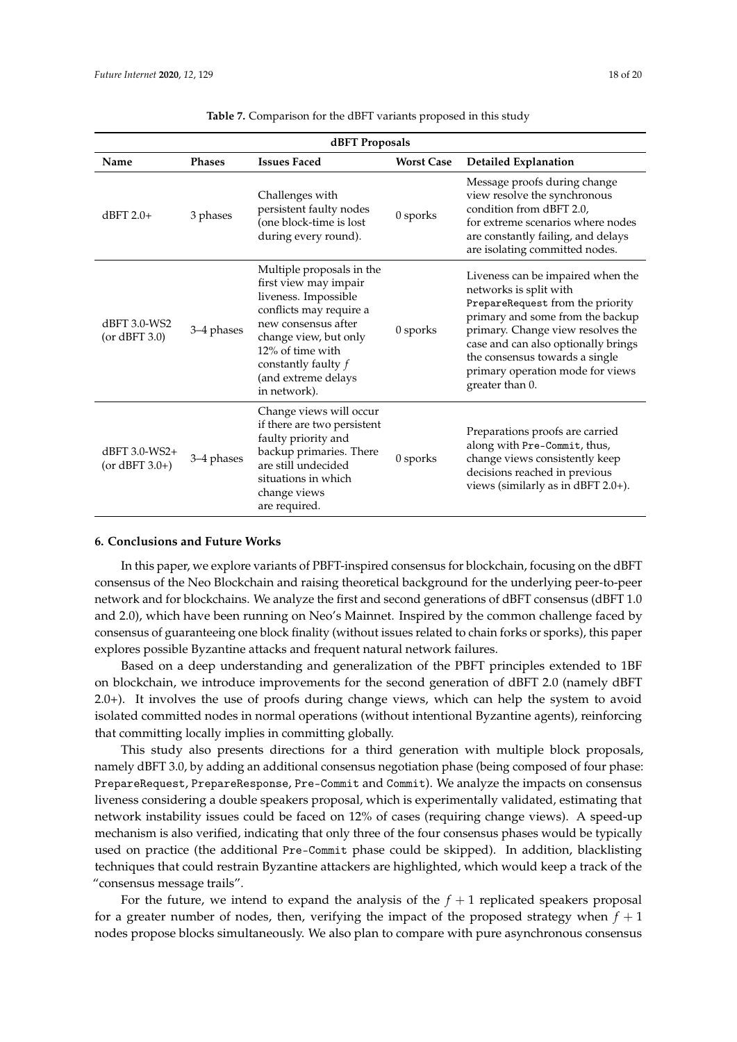**Table 7.** Comparison for the dBFT variants proposed in this study

| dBFT Proposals | | | | |
|---|---|---|---|---|
| **Name** | **Phases** | **Issues Faced** | **Worst Case** | **Detailed Explanation** |
| dBFT 2.0+ | 3 phases | Challenges with persistent faulty nodes (one block-time is lost during every round). | 0 sporks | Message proofs during change view resolve the synchronous condition from dBFT 2.0, for extreme scenarios where nodes are constantly failing, and delays are isolating committed nodes. |
| dBFT 3.0-WS2 (or dBFT 3.0) | 3–4 phases | Multiple proposals in the first view may impair liveness. Impossible conflicts may require a new consensus after change view, but only 12% of time with constantly faulty $f$ (and extreme delays in network). | 0 sporks | Liveness can be impaired when the networks is split with `PrepareRequest` from the priority primary and some from the backup primary. Change view resolves the case and can also optionally brings the consensus towards a single primary operation mode for views greater than 0. |
| dBFT 3.0-WS2+ (or dBFT 3.0+) | 3–4 phases | Change views will occur if there are two persistent faulty priority and backup primaries. There are still undecided situations in which change views are required. | 0 sporks | Preparations proofs are carried along with `Pre-Commit`, thus, change views consistently keep decisions reached in previous views (similarly as in dBFT 2.0+). |

## 6. Conclusions and Future Works

In this paper, we explore variants of PBFT-inspired consensus for blockchain, focusing on the dBFT consensus of the Neo Blockchain and raising theoretical background for the underlying peer-to-peer network and for blockchains. We analyze the first and second generations of dBFT consensus (dBFT 1.0 and 2.0), which have been running on Neo's Mainnet. Inspired by the common challenge faced by consensus of guaranteeing one block finality (without issues related to chain forks or sporks), this paper explores possible Byzantine attacks and frequent natural network failures.

Based on a deep understanding and generalization of the PBFT principles extended to 1BF on blockchain, we introduce improvements for the second generation of dBFT 2.0 (namely dBFT 2.0+). It involves the use of proofs during change views, which can help the system to avoid isolated committed nodes in normal operations (without intentional Byzantine agents), reinforcing that committing locally implies in committing globally.

This study also presents directions for a third generation with multiple block proposals, namely dBFT 3.0, by adding an additional consensus negotiation phase (being composed of four phase: `PrepareRequest`, `PrepareResponse`, `Pre-Commit` and `Commit`). We analyze the impacts on consensus liveness considering a double speakers proposal, which is experimentally validated, estimating that network instability issues could be faced on 12% of cases (requiring change views). A speed-up mechanism is also verified, indicating that only three of the four consensus phases would be typically used on practice (the additional `Pre-Commit` phase could be skipped). In addition, blacklisting techniques that could restrain Byzantine attackers are highlighted, which would keep a track of the "consensus message trails".

For the future, we intend to expand the analysis of the $f+1$ replicated speakers proposal for a greater number of nodes, then, verifying the impact of the proposed strategy when $f+1$ nodes propose blocks simultaneously. We also plan to compare with pure asynchronous consensus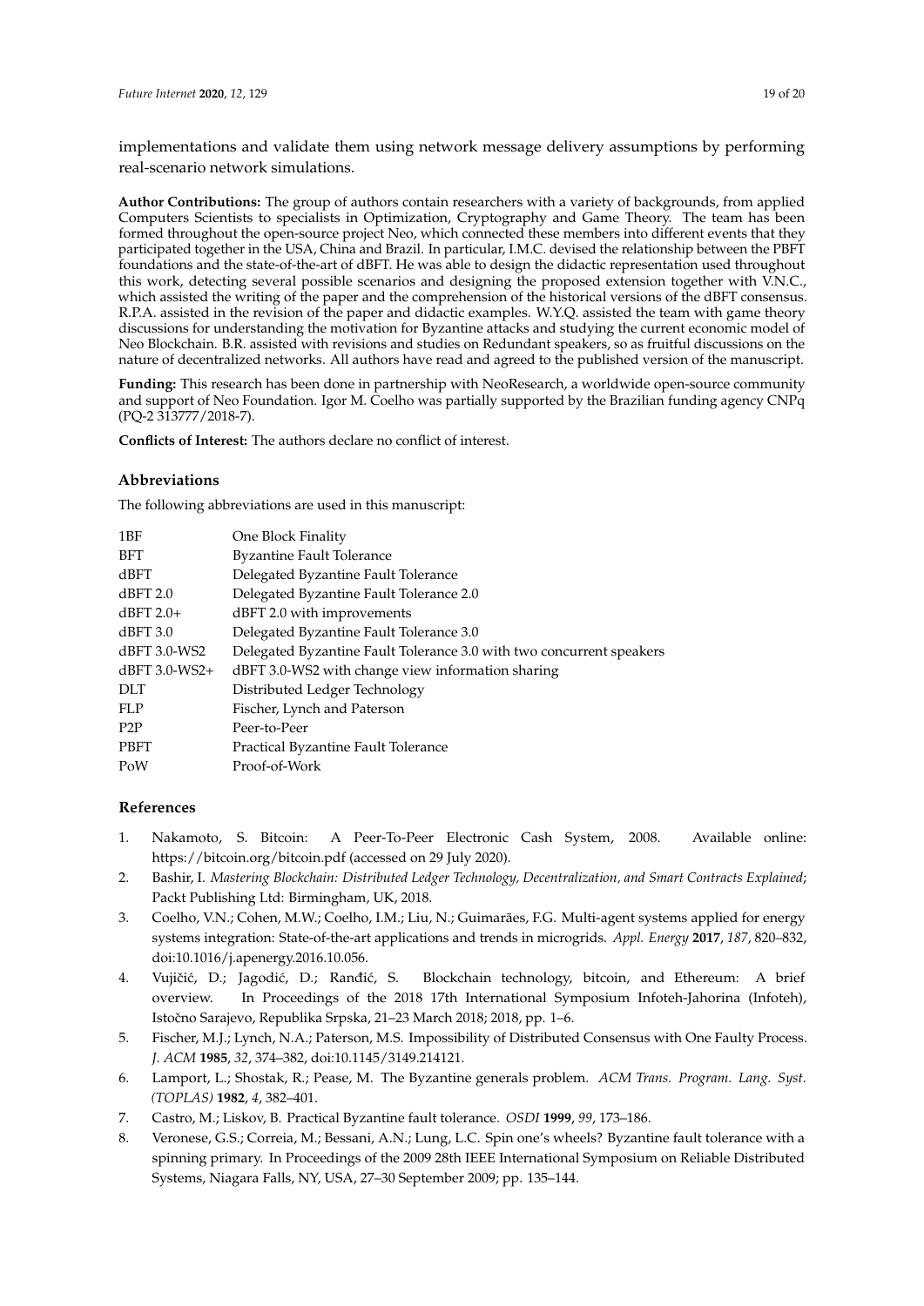implementations and validate them using network message delivery assumptions by performing real-scenario network simulations.

**Author Contributions:** The group of authors contain researchers with a variety of backgrounds, from applied Computers Scientists to specialists in Optimization, Cryptography and Game Theory. The team has been formed throughout the open-source project Neo, which connected these members into different events that they participated together in the USA, China and Brazil. In particular, I.M.C. devised the relationship between the PBFT foundations and the state-of-the-art of dBFT. He was able to design the didactic representation used throughout this work, detecting several possible scenarios and designing the proposed extension together with V.N.C., which assisted the writing of the paper and the comprehension of the historical versions of the dBFT consensus. R.P.A. assisted in the revision of the paper and didactic examples. W.Y.Q. assisted the team with game theory discussions for understanding the motivation for Byzantine attacks and studying the current economic model of Neo Blockchain. B.R. assisted with revisions and studies on Redundant speakers, so as fruitful discussions on the nature of decentralized networks. All authors have read and agreed to the published version of the manuscript.

**Funding:** This research has been done in partnership with NeoResearch, a worldwide open-source community and support of Neo Foundation. Igor M. Coelho was partially supported by the Brazilian funding agency CNPq (PQ-2 313777/2018-7).

**Conflicts of Interest:** The authors declare no conflict of interest.

## Abbreviations

The following abbreviations are used in this manuscript:

| | |
|---|---|
| 1BF | One Block Finality |
| BFT | Byzantine Fault Tolerance |
| dBFT | Delegated Byzantine Fault Tolerance |
| dBFT 2.0 | Delegated Byzantine Fault Tolerance 2.0 |
| dBFT 2.0+ | dBFT 2.0 with improvements |
| dBFT 3.0 | Delegated Byzantine Fault Tolerance 3.0 |
| dBFT 3.0-WS2 | Delegated Byzantine Fault Tolerance 3.0 with two concurrent speakers |
| dBFT 3.0-WS2+ | dBFT 3.0-WS2 with change view information sharing |
| DLT | Distributed Ledger Technology |
| FLP | Fischer, Lynch and Paterson |
| P2P | Peer-to-Peer |
| PBFT | Practical Byzantine Fault Tolerance |
| PoW | Proof-of-Work |

## References

1. Nakamoto, S. Bitcoin: A Peer-To-Peer Electronic Cash System, 2008. Available online: https://bitcoin.org/bitcoin.pdf (accessed on 29 July 2020).
2. Bashir, I. *Mastering Blockchain: Distributed Ledger Technology, Decentralization, and Smart Contracts Explained*; Packt Publishing Ltd: Birmingham, UK, 2018.
3. Coelho, V.N.; Cohen, M.W.; Coelho, I.M.; Liu, N.; Guimarães, F.G. Multi-agent systems applied for energy systems integration: State-of-the-art applications and trends in microgrids. *Appl. Energy* **2017**, *187*, 820–832, doi:10.1016/j.apenergy.2016.10.056.
4. Vujičić, D.; Jagodić, D.; Ranđić, S. Blockchain technology, bitcoin, and Ethereum: A brief overview. In Proceedings of the 2018 17th International Symposium Infoteh-Jahorina (Infoteh), Istočno Sarajevo, Republika Srpska, 21–23 March 2018; 2018, pp. 1–6.
5. Fischer, M.J.; Lynch, N.A.; Paterson, M.S. Impossibility of Distributed Consensus with One Faulty Process. *J. ACM* **1985**, *32*, 374–382, doi:10.1145/3149.214121.
6. Lamport, L.; Shostak, R.; Pease, M. The Byzantine generals problem. *ACM Trans. Program. Lang. Syst. (TOPLAS)* **1982**, *4*, 382–401.
7. Castro, M.; Liskov, B. Practical Byzantine fault tolerance. *OSDI* **1999**, *99*, 173–186.
8. Veronese, G.S.; Correia, M.; Bessani, A.N.; Lung, L.C. Spin one's wheels? Byzantine fault tolerance with a spinning primary. In Proceedings of the 2009 28th IEEE International Symposium on Reliable Distributed Systems, Niagara Falls, NY, USA, 27–30 September 2009; pp. 135–144.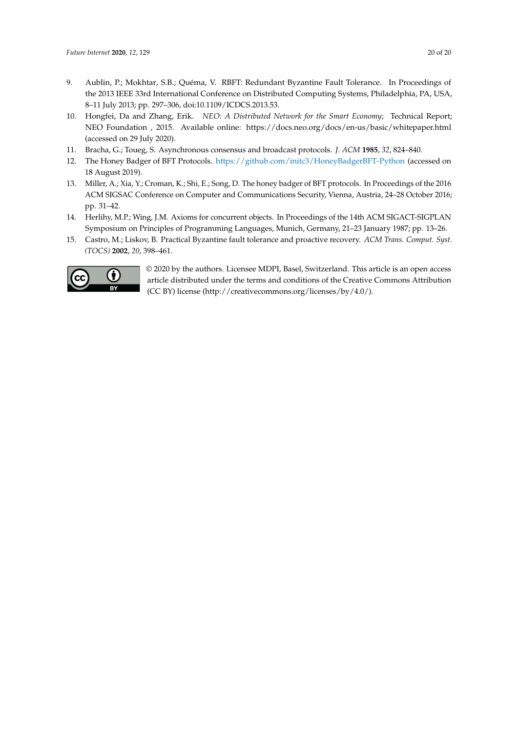9. Aublin, P.; Mokhtar, S.B.; Quéma, V. RBFT: Redundant Byzantine Fault Tolerance. In Proceedings of the 2013 IEEE 33rd International Conference on Distributed Computing Systems, Philadelphia, PA, USA, 8–11 July 2013; pp. 297–306, doi:10.1109/ICDCS.2013.53.
10. Hongfei, Da and Zhang, Erik. *NEO: A Distributed Network for the Smart Economy*; Technical Report; NEO Foundation , 2015. Available online: https://docs.neo.org/docs/en-us/basic/whitepaper.html (accessed on 29 July 2020).
11. Bracha, G.; Toueg, S. Asynchronous consensus and broadcast protocols. *J. ACM* **1985**, *32*, 824–840.
12. The Honey Badger of BFT Protocols. https://github.com/initc3/HoneyBadgerBFT-Python (accessed on 18 August 2019).
13. Miller, A.; Xia, Y.; Croman, K.; Shi, E.; Song, D. The honey badger of BFT protocols. In Proceedings of the 2016 ACM SIGSAC Conference on Computer and Communications Security, Vienna, Austria, 24–28 October 2016; pp. 31–42.
14. Herlihy, M.P.; Wing, J.M. Axioms for concurrent objects. In Proceedings of the 14th ACM SIGACT-SIGPLAN Symposium on Principles of Programming Languages, Munich, Germany, 21–23 January 1987; pp. 13–26.
15. Castro, M.; Liskov, B. Practical Byzantine fault tolerance and proactive recovery. *ACM Trans. Comput. Syst. (TOCS)* **2002**, *20*, 398–461.

© 2020 by the authors. Licensee MDPI, Basel, Switzerland. This article is an open access article distributed under the terms and conditions of the Creative Commons Attribution (CC BY) license (http://creativecommons.org/licenses/by/4.0/).